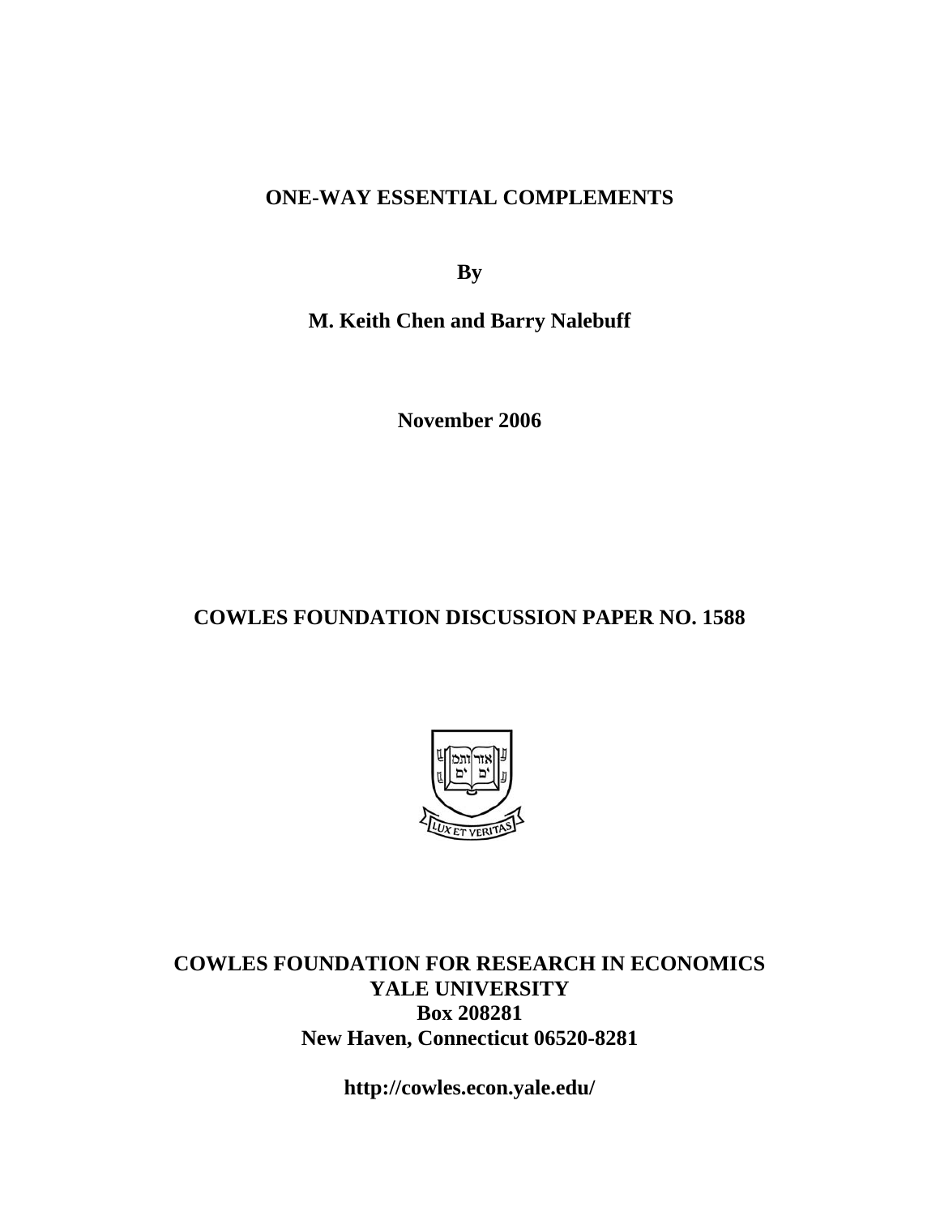# ONE-WAY ESSENTIAL COMPLEMENTS

**By**

**M. Keith Chen and Barry Nalebuff**

**November 2006**

## COWLES FOUNDATION DISCUSSION PAPER NO. 1588

**COWLES FOUNDATION FOR RESEARCH IN ECONOMICS**
**YALE UNIVERSITY**
**Box 208281**
**New Haven, Connecticut 06520-8281**

**http://cowles.econ.yale.edu/**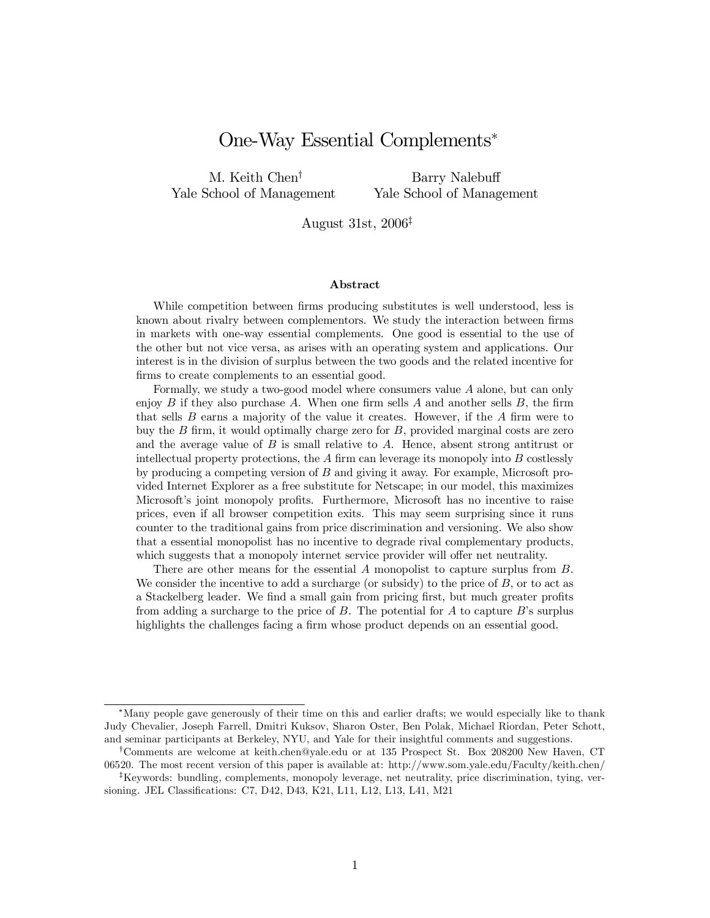# One-Way Essential Complements*

M. Keith Chen[†]  
Yale School of Management

Barry Nalebuff  
Yale School of Management

August 31st, 2006[‡]

### Abstract

While competition between firms producing substitutes is well understood, less is known about rivalry between complementors. We study the interaction between firms in markets with one-way essential complements. One good is essential to the use of the other but not vice versa, as arises with an operating system and applications. Our interest is in the division of surplus between the two goods and the related incentive for firms to create complements to an essential good.

Formally, we study a two-good model where consumers value $A$ alone, but can only enjoy $B$ if they also purchase $A$. When one firm sells $A$ and another sells $B$, the firm that sells $B$ earns a majority of the value it creates. However, if the $A$ firm were to buy the $B$ firm, it would optimally charge zero for $B$, provided marginal costs are zero and the average value of $B$ is small relative to $A$. Hence, absent strong antitrust or intellectual property protections, the $A$ firm can leverage its monopoly into $B$ costlessly by producing a competing version of $B$ and giving it away. For example, Microsoft provided Internet Explorer as a free substitute for Netscape; in our model, this maximizes Microsoft's joint monopoly profits. Furthermore, Microsoft has no incentive to raise prices, even if all browser competition exits. This may seem surprising since it runs counter to the traditional gains from price discrimination and versioning. We also show that a essential monopolist has no incentive to degrade rival complementary products, which suggests that a monopoly internet service provider will offer net neutrality.

There are other means for the essential $A$ monopolist to capture surplus from $B$. We consider the incentive to add a surcharge (or subsidy) to the price of $B$, or to act as a Stackelberg leader. We find a small gain from pricing first, but much greater profits from adding a surcharge to the price of $B$. The potential for $A$ to capture $B$'s surplus highlights the challenges facing a firm whose product depends on an essential good.

---

*Many people gave generously of their time on this and earlier drafts; we would especially like to thank Judy Chevalier, Joseph Farrell, Dmitri Kuksov, Sharon Oster, Ben Polak, Michael Riordan, Peter Schott, and seminar participants at Berkeley, NYU, and Yale for their insightful comments and suggestions.

[†]Comments are welcome at keith.chen@yale.edu or at 135 Prospect St. Box 208200 New Haven, CT 06520. The most recent version of this paper is available at: http://www.som.yale.edu/Faculty/keith.chen/

[‡]Keywords: bundling, complements, monopoly leverage, net neutrality, price discrimination, tying, versioning. JEL Classifications: C7, D42, D43, K21, L11, L12, L13, L41, M21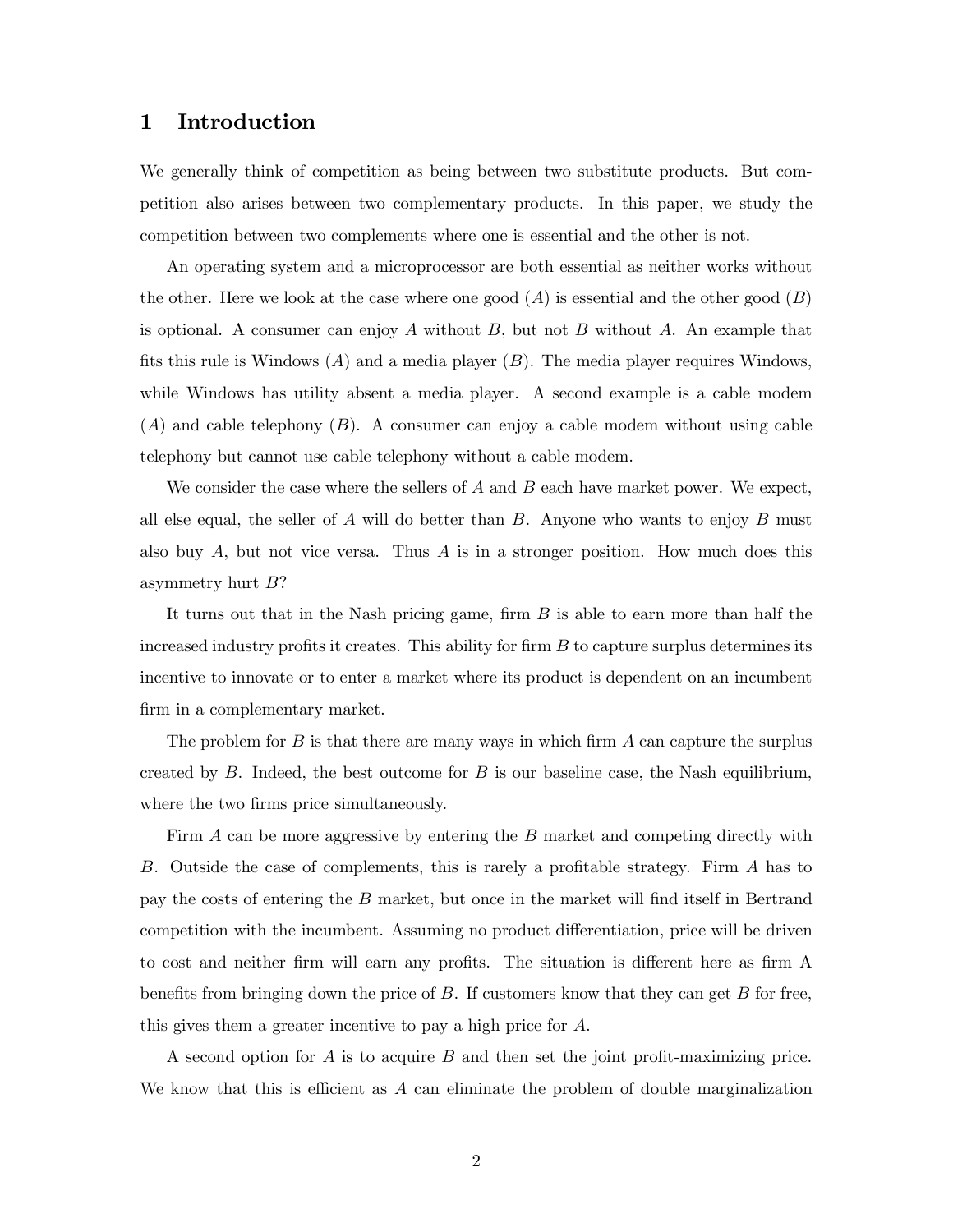# 1 Introduction

We generally think of competition as being between two substitute products. But competition also arises between two complementary products. In this paper, we study the competition between two complements where one is essential and the other is not.

An operating system and a microprocessor are both essential as neither works without the other. Here we look at the case where one good ($A$) is essential and the other good ($B$) is optional. A consumer can enjoy $A$ without $B$, but not $B$ without $A$. An example that fits this rule is Windows ($A$) and a media player ($B$). The media player requires Windows, while Windows has utility absent a media player. A second example is a cable modem ($A$) and cable telephony ($B$). A consumer can enjoy a cable modem without using cable telephony but cannot use cable telephony without a cable modem.

We consider the case where the sellers of $A$ and $B$ each have market power. We expect, all else equal, the seller of $A$ will do better than $B$. Anyone who wants to enjoy $B$ must also buy $A$, but not vice versa. Thus $A$ is in a stronger position. How much does this asymmetry hurt $B$?

It turns out that in the Nash pricing game, firm $B$ is able to earn more than half the increased industry profits it creates. This ability for firm $B$ to capture surplus determines its incentive to innovate or to enter a market where its product is dependent on an incumbent firm in a complementary market.

The problem for $B$ is that there are many ways in which firm $A$ can capture the surplus created by $B$. Indeed, the best outcome for $B$ is our baseline case, the Nash equilibrium, where the two firms price simultaneously.

Firm $A$ can be more aggressive by entering the $B$ market and competing directly with $B$. Outside the case of complements, this is rarely a profitable strategy. Firm $A$ has to pay the costs of entering the $B$ market, but once in the market will find itself in Bertrand competition with the incumbent. Assuming no product differentiation, price will be driven to cost and neither firm will earn any profits. The situation is different here as firm A benefits from bringing down the price of $B$. If customers know that they can get $B$ for free, this gives them a greater incentive to pay a high price for $A$.

A second option for $A$ is to acquire $B$ and then set the joint profit-maximizing price. We know that this is efficient as $A$ can eliminate the problem of double marginalization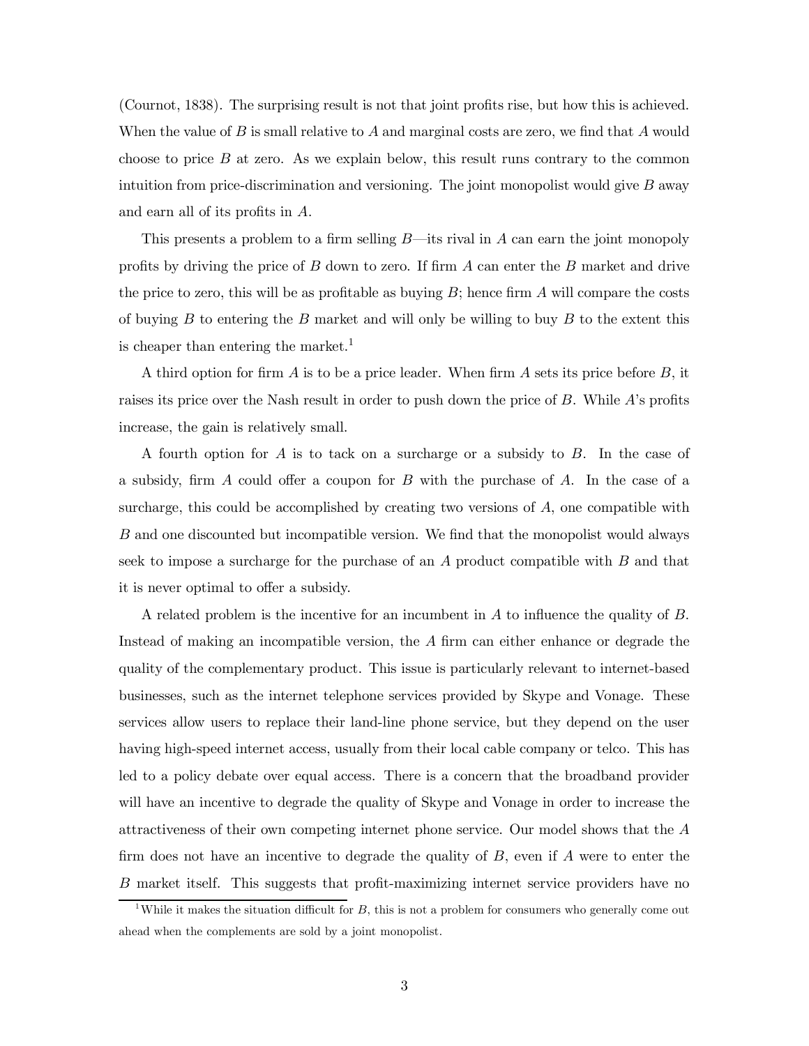(Cournot, 1838). The surprising result is not that joint profits rise, but how this is achieved. When the value of $B$ is small relative to $A$ and marginal costs are zero, we find that $A$ would choose to price $B$ at zero. As we explain below, this result runs contrary to the common intuition from price-discrimination and versioning. The joint monopolist would give $B$ away and earn all of its profits in $A$.

This presents a problem to a firm selling $B$—its rival in $A$ can earn the joint monopoly profits by driving the price of $B$ down to zero. If firm $A$ can enter the $B$ market and drive the price to zero, this will be as profitable as buying $B$; hence firm $A$ will compare the costs of buying $B$ to entering the $B$ market and will only be willing to buy $B$ to the extent this is cheaper than entering the market.[1]

A third option for firm $A$ is to be a price leader. When firm $A$ sets its price before $B$, it raises its price over the Nash result in order to push down the price of $B$. While $A$'s profits increase, the gain is relatively small.

A fourth option for $A$ is to tack on a surcharge or a subsidy to $B$. In the case of a subsidy, firm $A$ could offer a coupon for $B$ with the purchase of $A$. In the case of a surcharge, this could be accomplished by creating two versions of $A$, one compatible with $B$ and one discounted but incompatible version. We find that the monopolist would always seek to impose a surcharge for the purchase of an $A$ product compatible with $B$ and that it is never optimal to offer a subsidy.

A related problem is the incentive for an incumbent in $A$ to influence the quality of $B$. Instead of making an incompatible version, the $A$ firm can either enhance or degrade the quality of the complementary product. This issue is particularly relevant to internet-based businesses, such as the internet telephone services provided by Skype and Vonage. These services allow users to replace their land-line phone service, but they depend on the user having high-speed internet access, usually from their local cable company or telco. This has led to a policy debate over equal access. There is a concern that the broadband provider will have an incentive to degrade the quality of Skype and Vonage in order to increase the attractiveness of their own competing internet phone service. Our model shows that the $A$ firm does not have an incentive to degrade the quality of $B$, even if $A$ were to enter the $B$ market itself. This suggests that profit-maximizing internet service providers have no

[1] While it makes the situation difficult for $B$, this is not a problem for consumers who generally come out ahead when the complements are sold by a joint monopolist.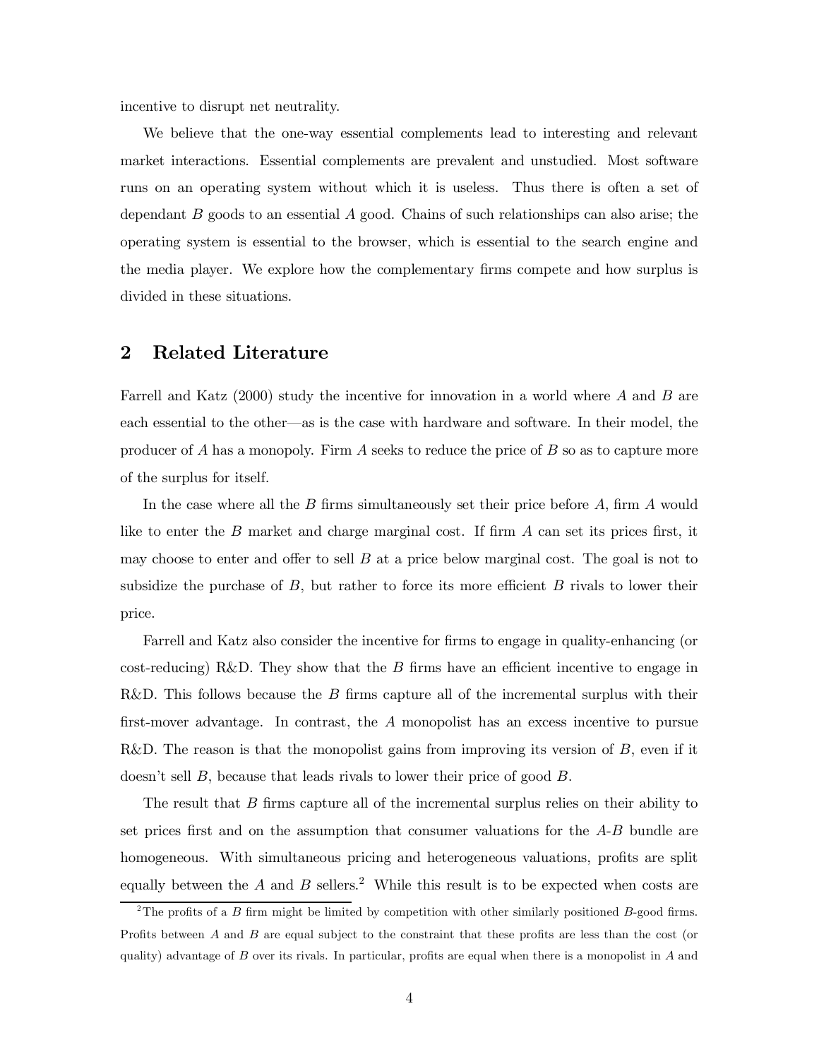incentive to disrupt net neutrality.

We believe that the one-way essential complements lead to interesting and relevant market interactions. Essential complements are prevalent and unstudied. Most software runs on an operating system without which it is useless. Thus there is often a set of dependant $B$ goods to an essential $A$ good. Chains of such relationships can also arise; the operating system is essential to the browser, which is essential to the search engine and the media player. We explore how the complementary firms compete and how surplus is divided in these situations.

## 2 Related Literature

Farrell and Katz (2000) study the incentive for innovation in a world where $A$ and $B$ are each essential to the other—as is the case with hardware and software. In their model, the producer of $A$ has a monopoly. Firm $A$ seeks to reduce the price of $B$ so as to capture more of the surplus for itself.

In the case where all the $B$ firms simultaneously set their price before $A$, firm $A$ would like to enter the $B$ market and charge marginal cost. If firm $A$ can set its prices first, it may choose to enter and offer to sell $B$ at a price below marginal cost. The goal is not to subsidize the purchase of $B$, but rather to force its more efficient $B$ rivals to lower their price.

Farrell and Katz also consider the incentive for firms to engage in quality-enhancing (or cost-reducing) R&D. They show that the $B$ firms have an efficient incentive to engage in R&D. This follows because the $B$ firms capture all of the incremental surplus with their first-mover advantage. In contrast, the $A$ monopolist has an excess incentive to pursue R&D. The reason is that the monopolist gains from improving its version of $B$, even if it doesn't sell $B$, because that leads rivals to lower their price of good $B$.

The result that $B$ firms capture all of the incremental surplus relies on their ability to set prices first and on the assumption that consumer valuations for the $A$-$B$ bundle are homogeneous. With simultaneous pricing and heterogeneous valuations, profits are split equally between the $A$ and $B$ sellers.[2] While this result is to be expected when costs are

[2] The profits of a $B$ firm might be limited by competition with other similarly positioned $B$-good firms. Profits between $A$ and $B$ are equal subject to the constraint that these profits are less than the cost (or quality) advantage of $B$ over its rivals. In particular, profits are equal when there is a monopolist in $A$ and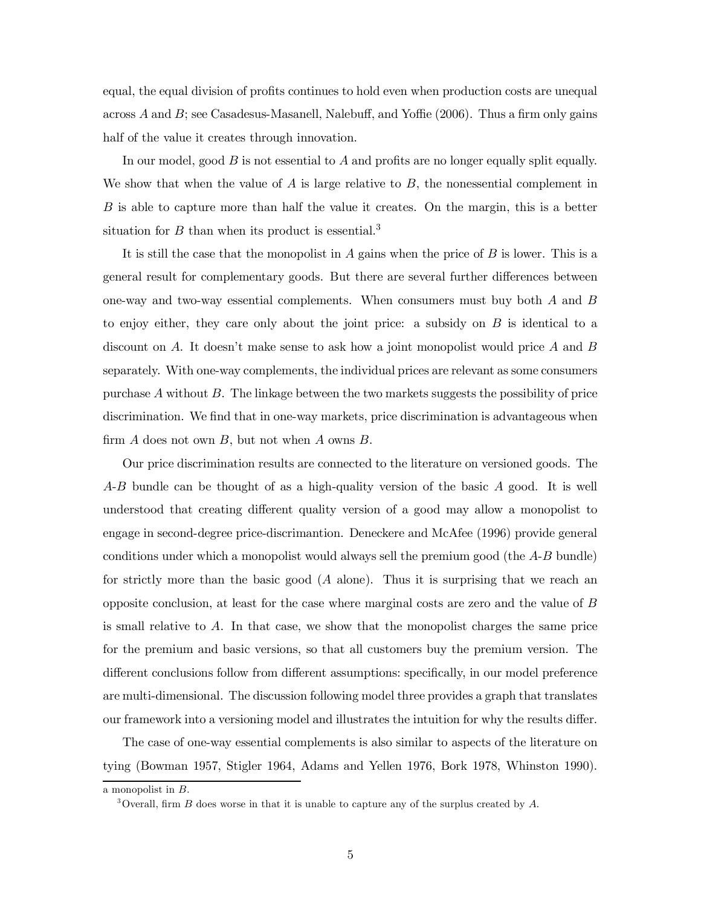equal, the equal division of profits continues to hold even when production costs are unequal across $A$ and $B$; see Casadesus-Masanell, Nalebuff, and Yoffie (2006). Thus a firm only gains half of the value it creates through innovation.

In our model, good $B$ is not essential to $A$ and profits are no longer equally split equally. We show that when the value of $A$ is large relative to $B$, the nonessential complement in $B$ is able to capture more than half the value it creates. On the margin, this is a better situation for $B$ than when its product is essential.[3]

It is still the case that the monopolist in $A$ gains when the price of $B$ is lower. This is a general result for complementary goods. But there are several further differences between one-way and two-way essential complements. When consumers must buy both $A$ and $B$ to enjoy either, they care only about the joint price: a subsidy on $B$ is identical to a discount on $A$. It doesn't make sense to ask how a joint monopolist would price $A$ and $B$ separately. With one-way complements, the individual prices are relevant as some consumers purchase $A$ without $B$. The linkage between the two markets suggests the possibility of price discrimination. We find that in one-way markets, price discrimination is advantageous when firm $A$ does not own $B$, but not when $A$ owns $B$.

Our price discrimination results are connected to the literature on versioned goods. The $A$-$B$ bundle can be thought of as a high-quality version of the basic $A$ good. It is well understood that creating different quality version of a good may allow a monopolist to engage in second-degree price-discrimantion. Deneckere and McAfee (1996) provide general conditions under which a monopolist would always sell the premium good (the $A$-$B$ bundle) for strictly more than the basic good ($A$ alone). Thus it is surprising that we reach an opposite conclusion, at least for the case where marginal costs are zero and the value of $B$ is small relative to $A$. In that case, we show that the monopolist charges the same price for the premium and basic versions, so that all customers buy the premium version. The different conclusions follow from different assumptions: specifically, in our model preference are multi-dimensional. The discussion following model three provides a graph that translates our framework into a versioning model and illustrates the intuition for why the results differ.

The case of one-way essential complements is also similar to aspects of the literature on tying (Bowman 1957, Stigler 1964, Adams and Yellen 1976, Bork 1978, Whinston 1990).

---

a monopolist in $B$.

[3]Overall, firm $B$ does worse in that it is unable to capture any of the surplus created by $A$.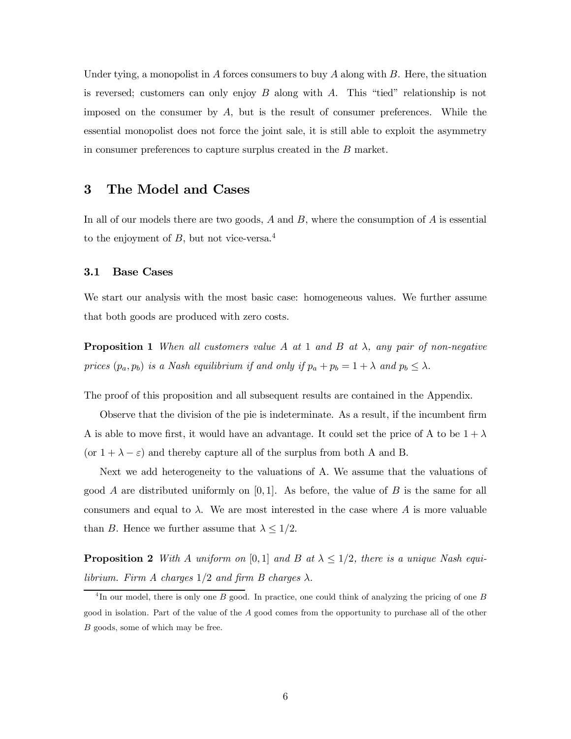Under tying, a monopolist in $A$ forces consumers to buy $A$ along with $B$. Here, the situation is reversed; customers can only enjoy $B$ along with $A$. This "tied" relationship is not imposed on the consumer by $A$, but is the result of consumer preferences. While the essential monopolist does not force the joint sale, it is still able to exploit the asymmetry in consumer preferences to capture surplus created in the $B$ market.

# 3 The Model and Cases

In all of our models there are two goods, $A$ and $B$, where the consumption of $A$ is essential to the enjoyment of $B$, but not vice-versa.[4]

## 3.1 Base Cases

We start our analysis with the most basic case: homogeneous values. We further assume that both goods are produced with zero costs.

**Proposition 1** *When all customers value $A$ at 1 and $B$ at $\lambda$, any pair of non-negative prices $(p_a, p_b)$ is a Nash equilibrium if and only if $p_a + p_b = 1 + \lambda$ and $p_b \leq \lambda$.*

The proof of this proposition and all subsequent results are contained in the Appendix.

Observe that the division of the pie is indeterminate. As a result, if the incumbent firm A is able to move first, it would have an advantage. It could set the price of A to be $1 + \lambda$ (or $1 + \lambda - \varepsilon$) and thereby capture all of the surplus from both A and B.

Next we add heterogeneity to the valuations of A. We assume that the valuations of good $A$ are distributed uniformly on $[0, 1]$. As before, the value of $B$ is the same for all consumers and equal to $\lambda$. We are most interested in the case where $A$ is more valuable than $B$. Hence we further assume that $\lambda \leq 1/2$.

**Proposition 2** *With $A$ uniform on $[0, 1]$ and $B$ at $\lambda \leq 1/2$, there is a unique Nash equilibrium. Firm A charges $1/2$ and firm B charges $\lambda$.*

[4] In our model, there is only one $B$ good. In practice, one could think of analyzing the pricing of one $B$ good in isolation. Part of the value of the $A$ good comes from the opportunity to purchase all of the other $B$ goods, some of which may be free.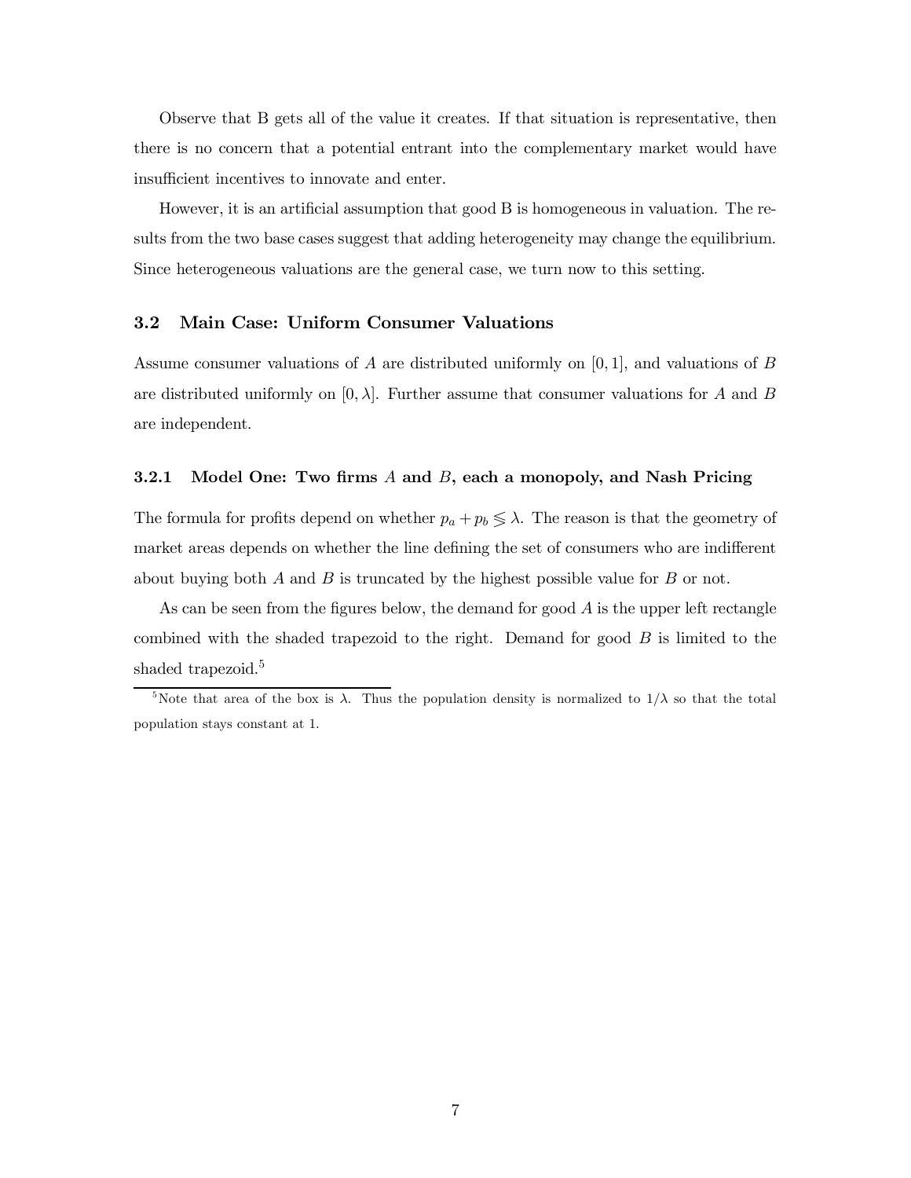Observe that B gets all of the value it creates. If that situation is representative, then there is no concern that a potential entrant into the complementary market would have insufficient incentives to innovate and enter.

However, it is an artificial assumption that good B is homogeneous in valuation. The results from the two base cases suggest that adding heterogeneity may change the equilibrium. Since heterogeneous valuations are the general case, we turn now to this setting.

## 3.2 Main Case: Uniform Consumer Valuations

Assume consumer valuations of $A$ are distributed uniformly on $[0, 1]$, and valuations of $B$ are distributed uniformly on $[0, \lambda]$. Further assume that consumer valuations for $A$ and $B$ are independent.

### 3.2.1 Model One: Two firms $A$ and $B$, each a monopoly, and Nash Pricing

The formula for profits depend on whether $p_a + p_b \lesseqgtr \lambda$. The reason is that the geometry of market areas depends on whether the line defining the set of consumers who are indifferent about buying both $A$ and $B$ is truncated by the highest possible value for $B$ or not.

As can be seen from the figures below, the demand for good $A$ is the upper left rectangle combined with the shaded trapezoid to the right. Demand for good $B$ is limited to the shaded trapezoid.[5]

[5] Note that area of the box is $\lambda$. Thus the population density is normalized to $1/\lambda$ so that the total population stays constant at 1.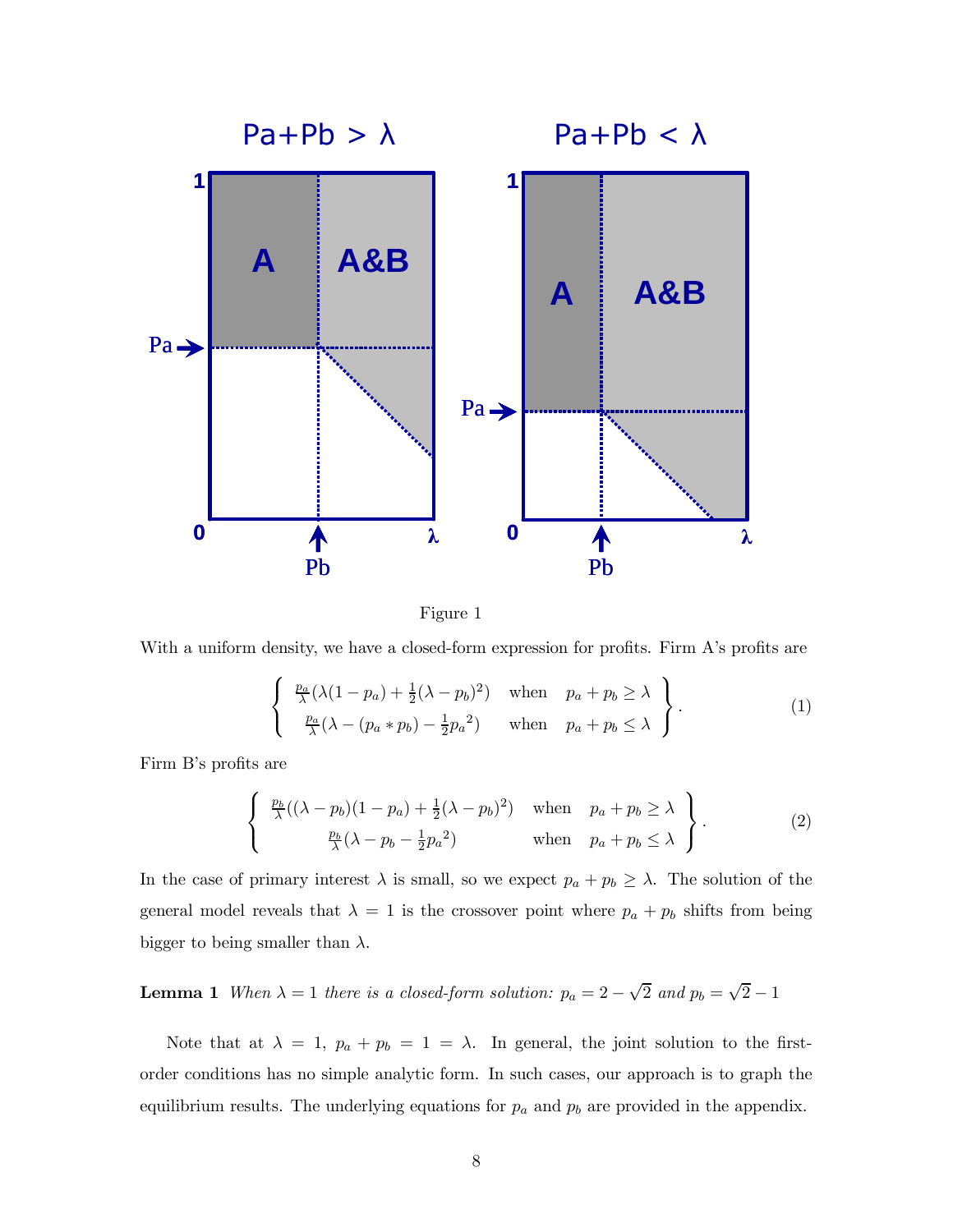Figure 1

With a uniform density, we have a closed-form expression for profits. Firm A's profits are

$$\left\{ \begin{array}{ll} \frac{p_a}{\lambda}(\lambda(1-p_a) + \frac{1}{2}(\lambda - p_b)^2) & \text{when} \quad p_a + p_b \geq \lambda \\ \frac{p_a}{\lambda}(\lambda - (p_a * p_b) - \frac{1}{2}{p_a}^2) & \text{when} \quad p_a + p_b \leq \lambda \end{array} \right\}. \tag{1}$$

Firm B's profits are

$$\left\{ \begin{array}{ll} \frac{p_b}{\lambda}((\lambda - p_b)(1-p_a) + \frac{1}{2}(\lambda - p_b)^2) & \text{when} \quad p_a + p_b \geq \lambda \\ \frac{p_b}{\lambda}(\lambda - p_b - \frac{1}{2}{p_a}^2) & \text{when} \quad p_a + p_b \leq \lambda \end{array} \right\}. \tag{2}$$

In the case of primary interest $\lambda$ is small, so we expect $p_a + p_b \geq \lambda$. The solution of the general model reveals that $\lambda = 1$ is the crossover point where $p_a + p_b$ shifts from being bigger to being smaller than $\lambda$.

**Lemma 1** *When $\lambda = 1$ there is a closed-form solution: $p_a = 2 - \sqrt{2}$ and $p_b = \sqrt{2} - 1$*

Note that at $\lambda = 1$, $p_a + p_b = 1 = \lambda$. In general, the joint solution to the first-order conditions has no simple analytic form. In such cases, our approach is to graph the equilibrium results. The underlying equations for $p_a$ and $p_b$ are provided in the appendix.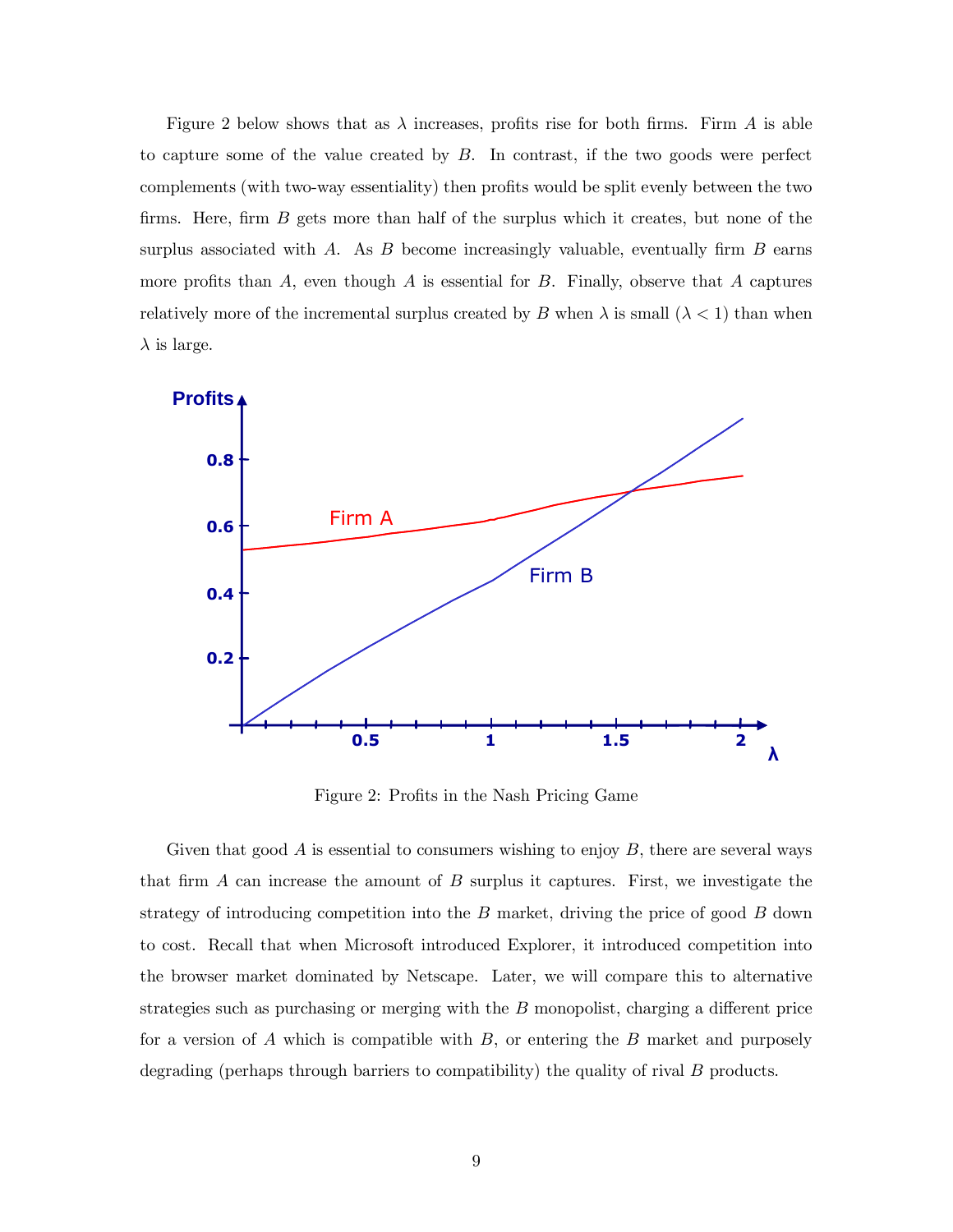Figure 2 below shows that as $\lambda$ increases, profits rise for both firms. Firm $A$ is able to capture some of the value created by $B$. In contrast, if the two goods were perfect complements (with two-way essentiality) then profits would be split evenly between the two firms. Here, firm $B$ gets more than half of the surplus which it creates, but none of the surplus associated with $A$. As $B$ become increasingly valuable, eventually firm $B$ earns more profits than $A$, even though $A$ is essential for $B$. Finally, observe that $A$ captures relatively more of the incremental surplus created by $B$ when $\lambda$ is small ($\lambda < 1$) than when $\lambda$ is large.

Figure 2: Profits in the Nash Pricing Game

Given that good $A$ is essential to consumers wishing to enjoy $B$, there are several ways that firm $A$ can increase the amount of $B$ surplus it captures. First, we investigate the strategy of introducing competition into the $B$ market, driving the price of good $B$ down to cost. Recall that when Microsoft introduced Explorer, it introduced competition into the browser market dominated by Netscape. Later, we will compare this to alternative strategies such as purchasing or merging with the $B$ monopolist, charging a different price for a version of $A$ which is compatible with $B$, or entering the $B$ market and purposely degrading (perhaps through barriers to compatibility) the quality of rival $B$ products.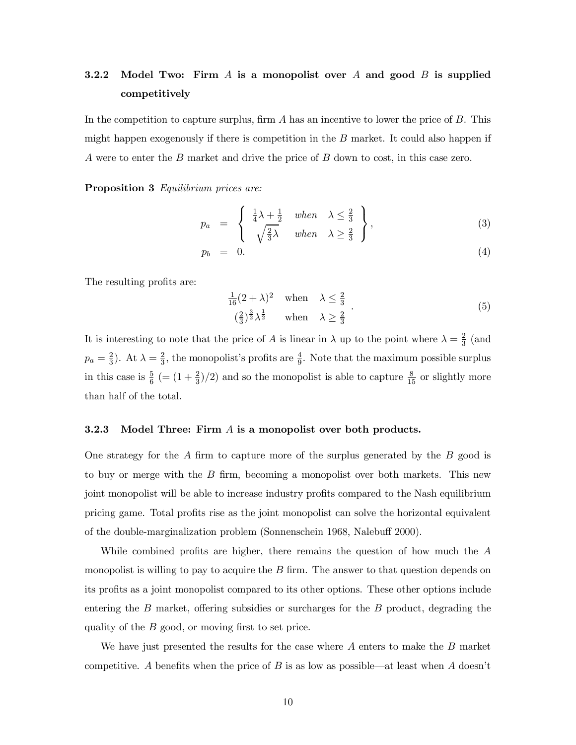### 3.2.2 Model Two: Firm $A$ is a monopolist over $A$ and good $B$ is supplied competitively

In the competition to capture surplus, firm $A$ has an incentive to lower the price of $B$. This might happen exogenously if there is competition in the $B$ market. It could also happen if $A$ were to enter the $B$ market and drive the price of $B$ down to cost, in this case zero.

**Proposition 3** *Equilibrium prices are:*

$$p_a = \left\{ \begin{array}{ll} \frac{1}{4}\lambda + \frac{1}{2} & when \quad \lambda \leq \frac{2}{3} \\ \sqrt{\frac{2}{3}\lambda} & when \quad \lambda \geq \frac{2}{3} \end{array} \right\}, \tag{3}$$

$$p_b = 0. \tag{4}$$

The resulting profits are:

$$\begin{array}{ll} \frac{1}{16}(2+\lambda)^2 & \text{when} \quad \lambda \leq \frac{2}{3} \\ (\frac{2}{3})^{\frac{3}{2}}\lambda^{\frac{1}{2}} & \text{when} \quad \lambda \geq \frac{2}{3} \end{array}. \tag{5}$$

It is interesting to note that the price of $A$ is linear in $\lambda$ up to the point where $\lambda = \frac{2}{3}$ (and $p_a = \frac{2}{3}$). At $\lambda = \frac{2}{3}$, the monopolist's profits are $\frac{4}{9}$. Note that the maximum possible surplus in this case is $\frac{5}{6}$ $(= (1 + \frac{2}{3})/2)$ and so the monopolist is able to capture $\frac{8}{15}$ or slightly more than half of the total.

### 3.2.3 Model Three: Firm $A$ is a monopolist over both products.

One strategy for the $A$ firm to capture more of the surplus generated by the $B$ good is to buy or merge with the $B$ firm, becoming a monopolist over both markets. This new joint monopolist will be able to increase industry profits compared to the Nash equilibrium pricing game. Total profits rise as the joint monopolist can solve the horizontal equivalent of the double-marginalization problem (Sonnenschein 1968, Nalebuff 2000).

While combined profits are higher, there remains the question of how much the $A$ monopolist is willing to pay to acquire the $B$ firm. The answer to that question depends on its profits as a joint monopolist compared to its other options. These other options include entering the $B$ market, offering subsidies or surcharges for the $B$ product, degrading the quality of the $B$ good, or moving first to set price.

We have just presented the results for the case where $A$ enters to make the $B$ market competitive. $A$ benefits when the price of $B$ is as low as possible—at least when $A$ doesn't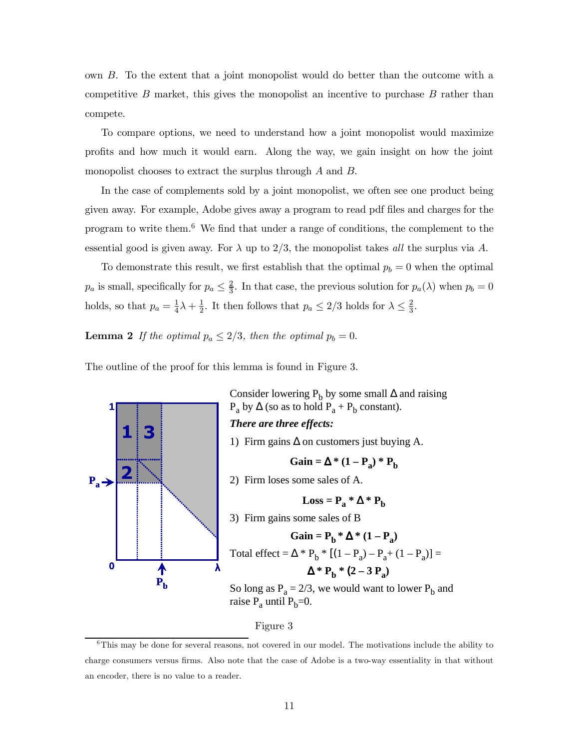own $B$. To the extent that a joint monopolist would do better than the outcome with a competitive $B$ market, this gives the monopolist an incentive to purchase $B$ rather than compete.

To compare options, we need to understand how a joint monopolist would maximize profits and how much it would earn. Along the way, we gain insight on how the joint monopolist chooses to extract the surplus through $A$ and $B$.

In the case of complements sold by a joint monopolist, we often see one product being given away. For example, Adobe gives away a program to read pdf files and charges for the program to write them.[6] We find that under a range of conditions, the complement to the essential good is given away. For $\lambda$ up to $2/3$, the monopolist takes *all* the surplus via $A$.

To demonstrate this result, we first establish that the optimal $p_b = 0$ when the optimal $p_a$ is small, specifically for $p_a \leq \frac{2}{3}$. In that case, the previous solution for $p_a(\lambda)$ when $p_b = 0$ holds, so that $p_a = \frac{1}{4}\lambda + \frac{1}{2}$. It then follows that $p_a \leq 2/3$ holds for $\lambda \leq \frac{2}{3}$.

**Lemma 2** *If the optimal $p_a \leq 2/3$, then the optimal $p_b = 0$.*

The outline of the proof for this lemma is found in Figure 3.

Consider lowering $P_b$ by some small $\Delta$ and raising $P_a$ by $\Delta$ (so as to hold $P_a + P_b$ constant).

***There are three effects:***

1) Firm gains $\Delta$ on customers just buying A.

$$\textbf{Gain} = \Delta * (1 - P_a) * P_b$$

2) Firm loses some sales of A.

$$\textbf{Loss} = P_a * \Delta * P_b$$

3) Firm gains some sales of B

$$\textbf{Gain} = P_b * \Delta * (1 - P_a)$$

Total effect = $\Delta * P_b * [(1 - P_a) - P_a + (1 - P_a)] =$

$$\Delta * P_b * (2 - 3P_a)$$

So long as $P_a = 2/3$, we would want to lower $P_b$ and raise $P_a$ until $P_b = 0$.

Figure 3

[6] This may be done for several reasons, not covered in our model. The motivations include the ability to charge consumers versus firms. Also note that the case of Adobe is a two-way essentiality in that without an encoder, there is no value to a reader.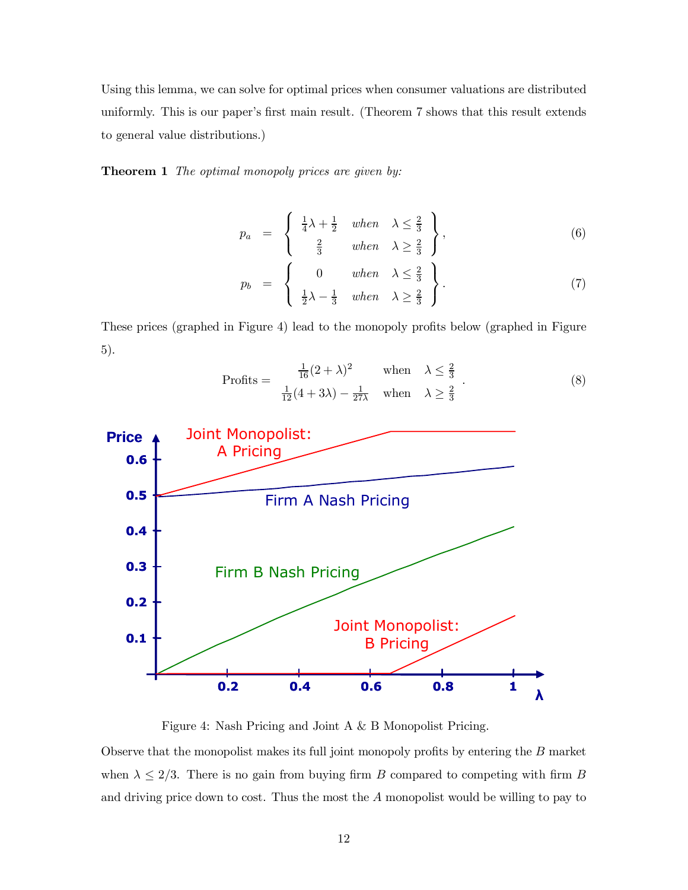Using this lemma, we can solve for optimal prices when consumer valuations are distributed uniformly. This is our paper's first main result. (Theorem 7 shows that this result extends to general value distributions.)

**Theorem 1** *The optimal monopoly prices are given by:*

$$p_a = \left\{ \begin{array}{ccc} \frac{1}{4}\lambda + \frac{1}{2} & when & \lambda \leq \frac{2}{3} \\ \frac{2}{3} & when & \lambda \geq \frac{2}{3} \end{array} \right\}, \tag{6}$$

$$p_b = \left\{ \begin{array}{ccc} 0 & when & \lambda \leq \frac{2}{3} \\ \frac{1}{2}\lambda - \frac{1}{3} & when & \lambda \geq \frac{2}{3} \end{array} \right\}. \tag{7}$$

These prices (graphed in Figure 4) lead to the monopoly profits below (graphed in Figure 5).

$$\text{Profits} = \begin{array}{ccc} \frac{1}{16}(2+\lambda)^2 & \text{when} & \lambda \leq \frac{2}{3} \\ \frac{1}{12}(4+3\lambda) - \frac{1}{27\lambda} & \text{when} & \lambda \geq \frac{2}{3} \end{array}. \tag{8}$$

Figure 4: Nash Pricing and Joint A & B Monopolist Pricing.

Observe that the monopolist makes its full joint monopoly profits by entering the $B$ market when $\lambda \leq 2/3$. There is no gain from buying firm $B$ compared to competing with firm $B$ and driving price down to cost. Thus the most the $A$ monopolist would be willing to pay to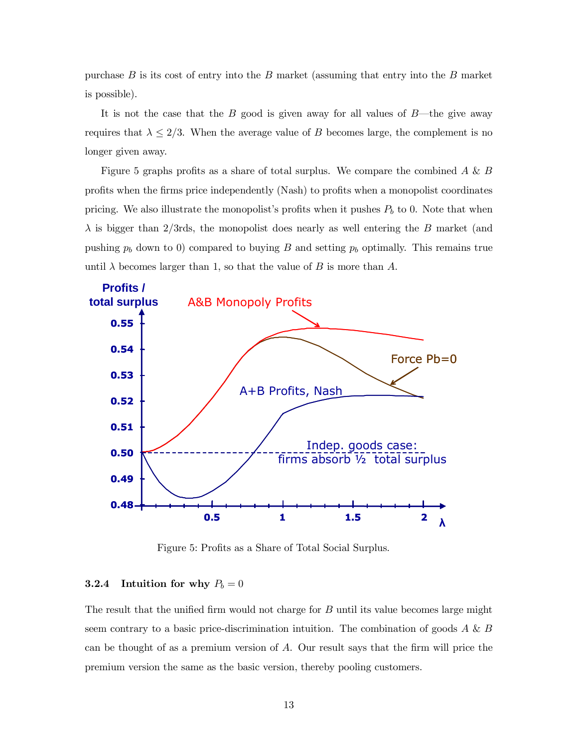purchase $B$ is its cost of entry into the $B$ market (assuming that entry into the $B$ market is possible).

It is not the case that the $B$ good is given away for all values of $B$—the give away requires that $\lambda \leq 2/3$. When the average value of $B$ becomes large, the complement is no longer given away.

Figure 5 graphs profits as a share of total surplus. We compare the combined $A$ & $B$ profits when the firms price independently (Nash) to profits when a monopolist coordinates pricing. We also illustrate the monopolist's profits when it pushes $P_b$ to 0. Note that when $\lambda$ is bigger than 2/3rds, the monopolist does nearly as well entering the $B$ market (and pushing $p_b$ down to 0) compared to buying $B$ and setting $p_b$ optimally. This remains true until $\lambda$ becomes larger than 1, so that the value of $B$ is more than $A$.

Figure 5: Profits as a Share of Total Social Surplus.

### 3.2.4 Intuition for why $P_b = 0$

The result that the unified firm would not charge for $B$ until its value becomes large might seem contrary to a basic price-discrimination intuition. The combination of goods $A$ & $B$ can be thought of as a premium version of $A$. Our result says that the firm will price the premium version the same as the basic version, thereby pooling customers.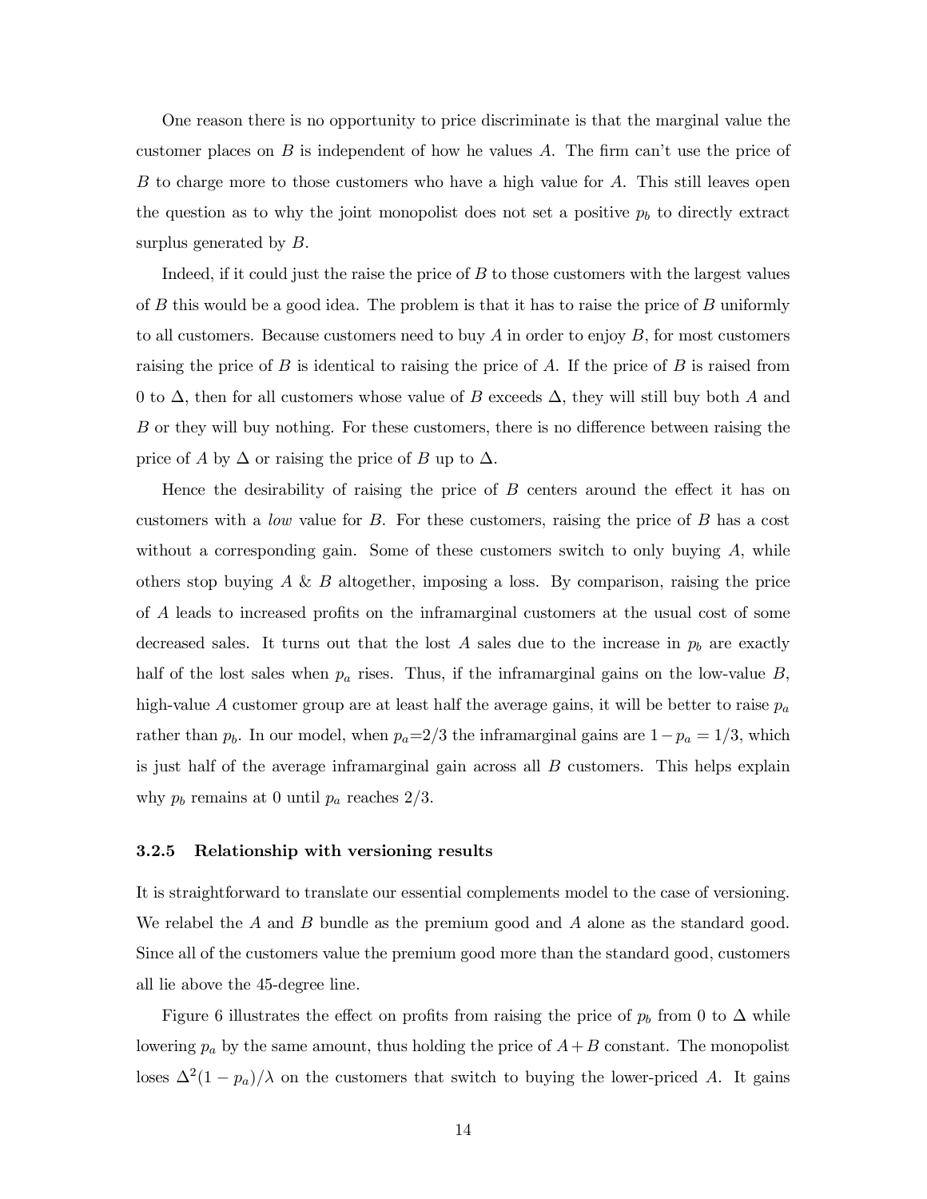One reason there is no opportunity to price discriminate is that the marginal value the customer places on $B$ is independent of how he values $A$. The firm can't use the price of $B$ to charge more to those customers who have a high value for $A$. This still leaves open the question as to why the joint monopolist does not set a positive $p_b$ to directly extract surplus generated by $B$.

Indeed, if it could just the raise the price of $B$ to those customers with the largest values of $B$ this would be a good idea. The problem is that it has to raise the price of $B$ uniformly to all customers. Because customers need to buy $A$ in order to enjoy $B$, for most customers raising the price of $B$ is identical to raising the price of $A$. If the price of $B$ is raised from 0 to $\Delta$, then for all customers whose value of $B$ exceeds $\Delta$, they will still buy both $A$ and $B$ or they will buy nothing. For these customers, there is no difference between raising the price of $A$ by $\Delta$ or raising the price of $B$ up to $\Delta$.

Hence the desirability of raising the price of $B$ centers around the effect it has on customers with a *low* value for $B$. For these customers, raising the price of $B$ has a cost without a corresponding gain. Some of these customers switch to only buying $A$, while others stop buying $A$ & $B$ altogether, imposing a loss. By comparison, raising the price of $A$ leads to increased profits on the inframarginal customers at the usual cost of some decreased sales. It turns out that the lost $A$ sales due to the increase in $p_b$ are exactly half of the lost sales when $p_a$ rises. Thus, if the inframarginal gains on the low-value $B$, high-value $A$ customer group are at least half the average gains, it will be better to raise $p_a$ rather than $p_b$. In our model, when $p_a$=2/3 the inframarginal gains are $1 - p_a = 1/3$, which is just half of the average inframarginal gain across all $B$ customers. This helps explain why $p_b$ remains at 0 until $p_a$ reaches $2/3$.

#### 3.2.5 Relationship with versioning results

It is straightforward to translate our essential complements model to the case of versioning. We relabel the $A$ and $B$ bundle as the premium good and $A$ alone as the standard good. Since all of the customers value the premium good more than the standard good, customers all lie above the 45-degree line.

Figure 6 illustrates the effect on profits from raising the price of $p_b$ from 0 to $\Delta$ while lowering $p_a$ by the same amount, thus holding the price of $A+B$ constant. The monopolist loses $\Delta^2(1 - p_a)/\lambda$ on the customers that switch to buying the lower-priced $A$. It gains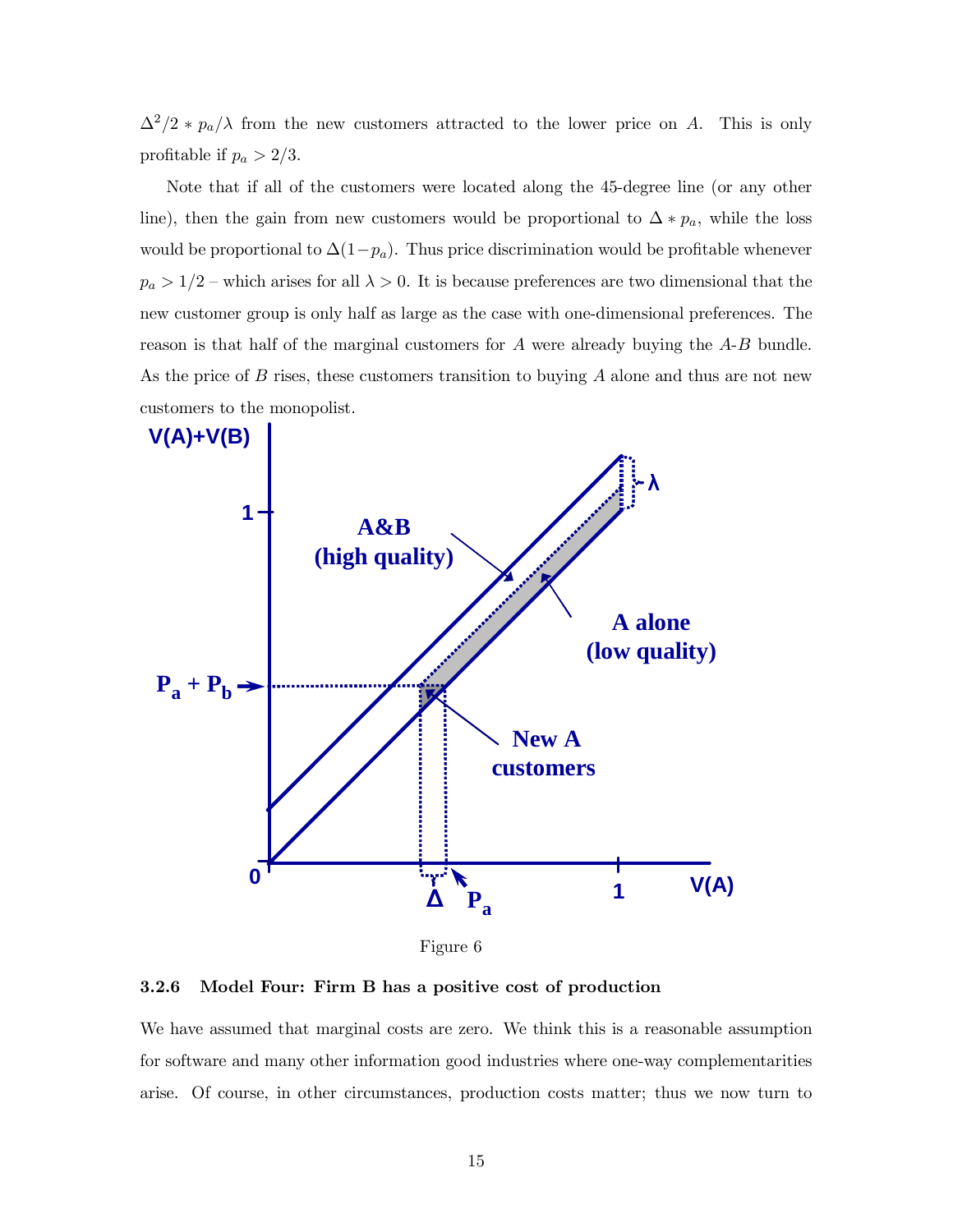$\Delta^2/2 * p_a/\lambda$ from the new customers attracted to the lower price on $A$. This is only profitable if $p_a > 2/3$.

Note that if all of the customers were located along the 45-degree line (or any other line), then the gain from new customers would be proportional to $\Delta * p_a$, while the loss would be proportional to $\Delta(1-p_a)$. Thus price discrimination would be profitable whenever $p_a > 1/2$ – which arises for all $\lambda > 0$. It is because preferences are two dimensional that the new customer group is only half as large as the case with one-dimensional preferences. The reason is that half of the marginal customers for $A$ were already buying the $A$-$B$ bundle. As the price of $B$ rises, these customers transition to buying $A$ alone and thus are not new customers to the monopolist.

Figure 6

### 3.2.6 Model Four: Firm B has a positive cost of production

We have assumed that marginal costs are zero. We think this is a reasonable assumption for software and many other information good industries where one-way complementarities arise. Of course, in other circumstances, production costs matter; thus we now turn to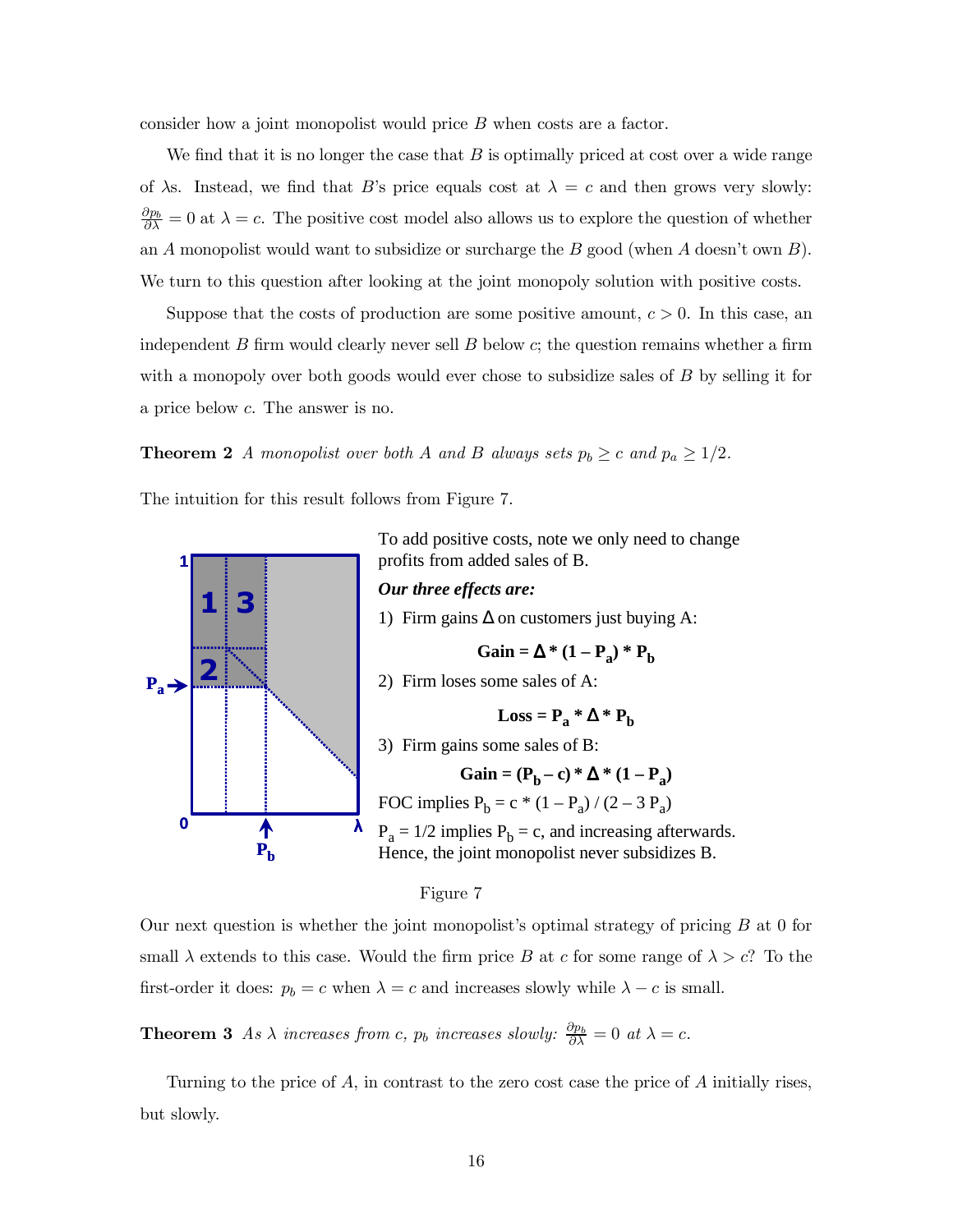consider how a joint monopolist would price $B$ when costs are a factor.

We find that it is no longer the case that $B$ is optimally priced at cost over a wide range of $\lambda$s. Instead, we find that $B$'s price equals cost at $\lambda = c$ and then grows very slowly: $\frac{\partial p_b}{\partial \lambda} = 0$ at $\lambda = c$. The positive cost model also allows us to explore the question of whether an $A$ monopolist would want to subsidize or surcharge the $B$ good (when $A$ doesn't own $B$). We turn to this question after looking at the joint monopoly solution with positive costs.

Suppose that the costs of production are some positive amount, $c > 0$. In this case, an independent $B$ firm would clearly never sell $B$ below $c$; the question remains whether a firm with a monopoly over both goods would ever chose to subsidize sales of $B$ by selling it for a price below $c$. The answer is no.

**Theorem 2** *A monopolist over both $A$ and $B$ always sets $p_b \geq c$ and $p_a \geq 1/2$.*

The intuition for this result follows from Figure 7.

To add positive costs, note we only need to change profits from added sales of B.

***Our three effects are:***

1) Firm gains $\Delta$ on customers just buying A:

$$\textbf{Gain} = \Delta * (1 - P_a) * P_b$$

2) Firm loses some sales of A:

$$\textbf{Loss} = P_a * \Delta * P_b$$

3) Firm gains some sales of B:

$$\textbf{Gain} = (P_b - c) * \Delta * (1 - P_a)$$

FOC implies $P_b = c * (1 - P_a) / (2 - 3 P_a)$

$P_a = 1/2$ implies $P_b = c$, and increasing afterwards. Hence, the joint monopolist never subsidizes B.

Figure 7

Our next question is whether the joint monopolist's optimal strategy of pricing $B$ at 0 for small $\lambda$ extends to this case. Would the firm price $B$ at $c$ for some range of $\lambda > c$? To the first-order it does: $p_b = c$ when $\lambda = c$ and increases slowly while $\lambda - c$ is small.

**Theorem 3** *As $\lambda$ increases from $c$, $p_b$ increases slowly: $\frac{\partial p_b}{\partial \lambda} = 0$ at $\lambda = c$.*

Turning to the price of $A$, in contrast to the zero cost case the price of $A$ initially rises, but slowly.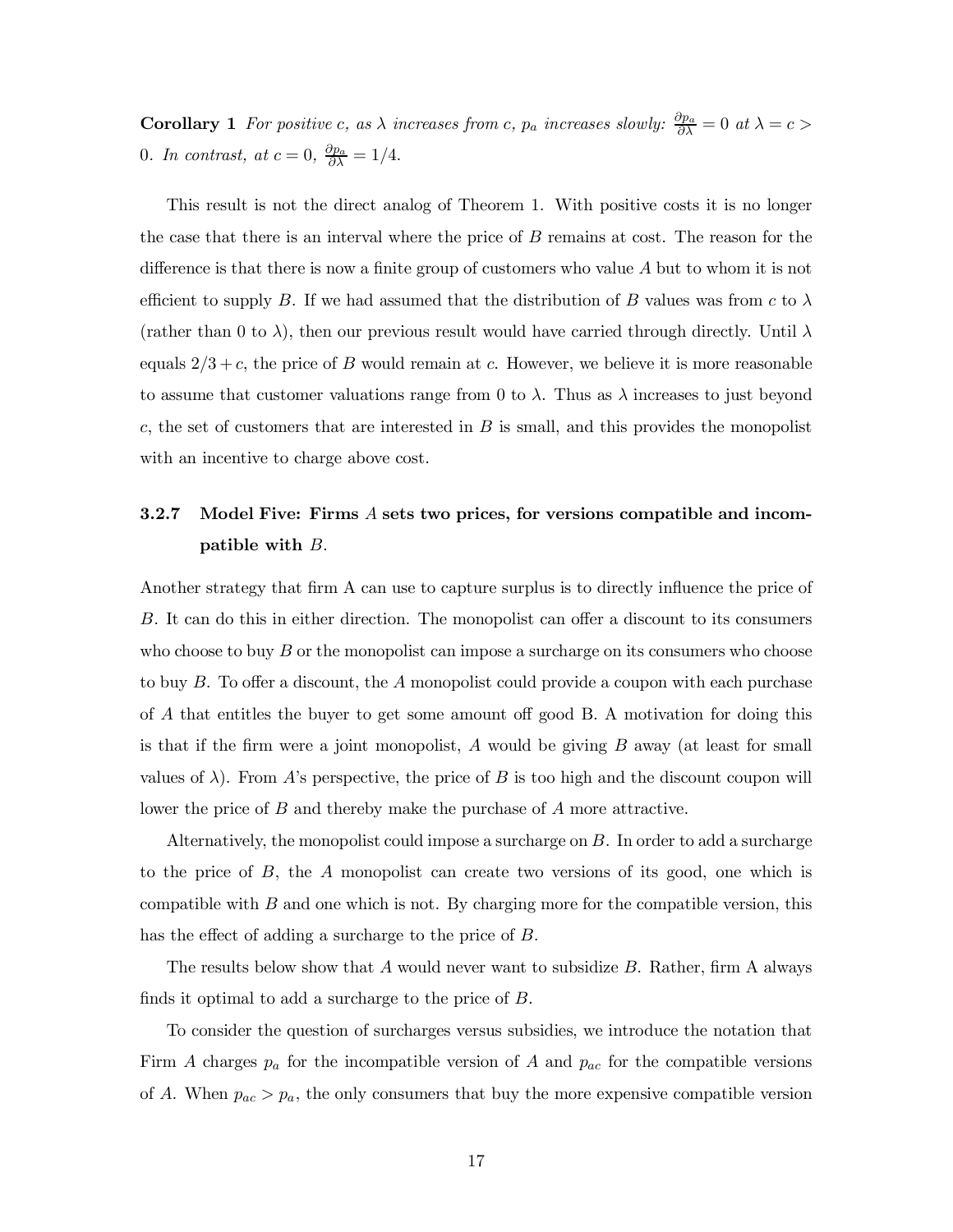**Corollary 1** *For positive $c$, as $\lambda$ increases from $c$, $p_a$ increases slowly: $\frac{\partial p_a}{\partial \lambda} = 0$ at $\lambda = c > 0$. In contrast, at $c = 0$, $\frac{\partial p_a}{\partial \lambda} = 1/4$.*

This result is not the direct analog of Theorem 1. With positive costs it is no longer the case that there is an interval where the price of $B$ remains at cost. The reason for the difference is that there is now a finite group of customers who value $A$ but to whom it is not efficient to supply $B$. If we had assumed that the distribution of $B$ values was from $c$ to $\lambda$ (rather than 0 to $\lambda$), then our previous result would have carried through directly. Until $\lambda$ equals $2/3 + c$, the price of $B$ would remain at $c$. However, we believe it is more reasonable to assume that customer valuations range from 0 to $\lambda$. Thus as $\lambda$ increases to just beyond $c$, the set of customers that are interested in $B$ is small, and this provides the monopolist with an incentive to charge above cost.

### 3.2.7 Model Five: Firms $A$ sets two prices, for versions compatible and incompatible with $B$.

Another strategy that firm A can use to capture surplus is to directly influence the price of $B$. It can do this in either direction. The monopolist can offer a discount to its consumers who choose to buy $B$ or the monopolist can impose a surcharge on its consumers who choose to buy $B$. To offer a discount, the $A$ monopolist could provide a coupon with each purchase of $A$ that entitles the buyer to get some amount off good B. A motivation for doing this is that if the firm were a joint monopolist, $A$ would be giving $B$ away (at least for small values of $\lambda$). From $A$'s perspective, the price of $B$ is too high and the discount coupon will lower the price of $B$ and thereby make the purchase of $A$ more attractive.

Alternatively, the monopolist could impose a surcharge on $B$. In order to add a surcharge to the price of $B$, the $A$ monopolist can create two versions of its good, one which is compatible with $B$ and one which is not. By charging more for the compatible version, this has the effect of adding a surcharge to the price of $B$.

The results below show that $A$ would never want to subsidize $B$. Rather, firm A always finds it optimal to add a surcharge to the price of $B$.

To consider the question of surcharges versus subsidies, we introduce the notation that Firm $A$ charges $p_a$ for the incompatible version of $A$ and $p_{ac}$ for the compatible versions of $A$. When $p_{ac} > p_a$, the only consumers that buy the more expensive compatible version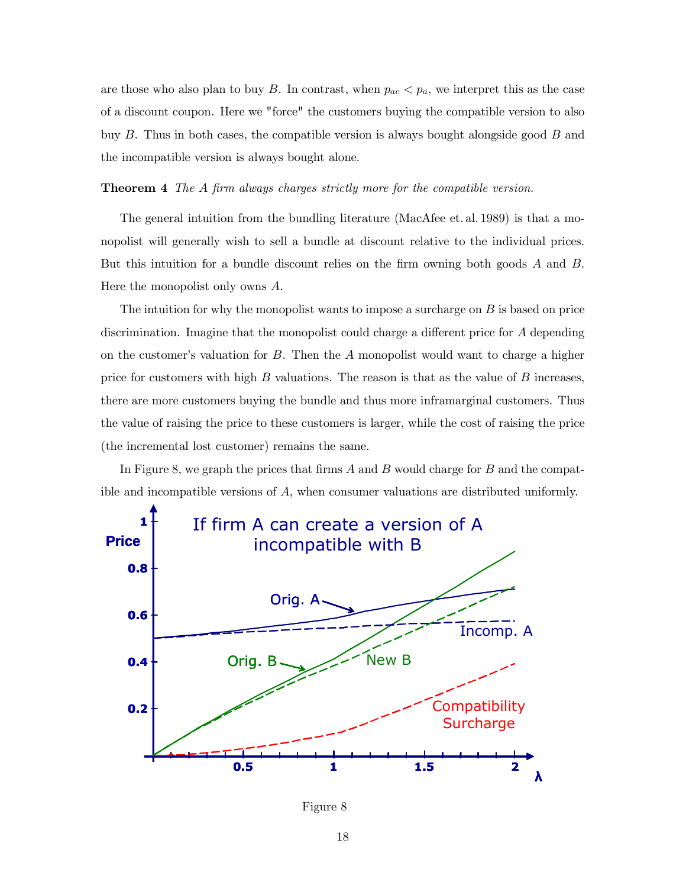are those who also plan to buy $B$. In contrast, when $p_{ac} < p_a$, we interpret this as the case of a discount coupon. Here we "force" the customers buying the compatible version to also buy $B$. Thus in both cases, the compatible version is always bought alongside good $B$ and the incompatible version is always bought alone.

**Theorem 4** *The A firm always charges strictly more for the compatible version.*

The general intuition from the bundling literature (MacAfee et. al. 1989) is that a monopolist will generally wish to sell a bundle at discount relative to the individual prices. But this intuition for a bundle discount relies on the firm owning both goods $A$ and $B$. Here the monopolist only owns $A$.

The intuition for why the monopolist wants to impose a surcharge on $B$ is based on price discrimination. Imagine that the monopolist could charge a different price for $A$ depending on the customer's valuation for $B$. Then the $A$ monopolist would want to charge a higher price for customers with high $B$ valuations. The reason is that as the value of $B$ increases, there are more customers buying the bundle and thus more inframarginal customers. Thus the value of raising the price to these customers is larger, while the cost of raising the price (the incremental lost customer) remains the same.

In Figure 8, we graph the prices that firms $A$ and $B$ would charge for $B$ and the compatible and incompatible versions of $A$, when consumer valuations are distributed uniformly.

Figure 8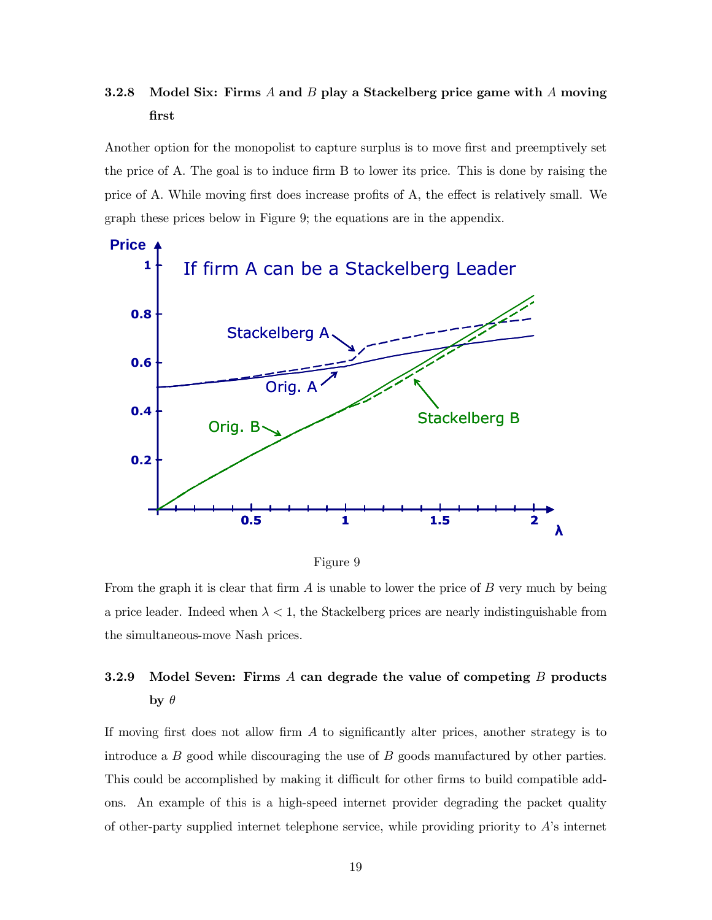### 3.2.8 Model Six: Firms $A$ and $B$ play a Stackelberg price game with $A$ moving first

Another option for the monopolist to capture surplus is to move first and preemptively set the price of A. The goal is to induce firm B to lower its price. This is done by raising the price of A. While moving first does increase profits of A, the effect is relatively small. We graph these prices below in Figure 9; the equations are in the appendix.

Figure 9

From the graph it is clear that firm $A$ is unable to lower the price of $B$ very much by being a price leader. Indeed when $\lambda < 1$, the Stackelberg prices are nearly indistinguishable from the simultaneous-move Nash prices.

### 3.2.9 Model Seven: Firms $A$ can degrade the value of competing $B$ products by $\theta$

If moving first does not allow firm $A$ to significantly alter prices, another strategy is to introduce a $B$ good while discouraging the use of $B$ goods manufactured by other parties. This could be accomplished by making it difficult for other firms to build compatible add-ons. An example of this is a high-speed internet provider degrading the packet quality of other-party supplied internet telephone service, while providing priority to $A$'s internet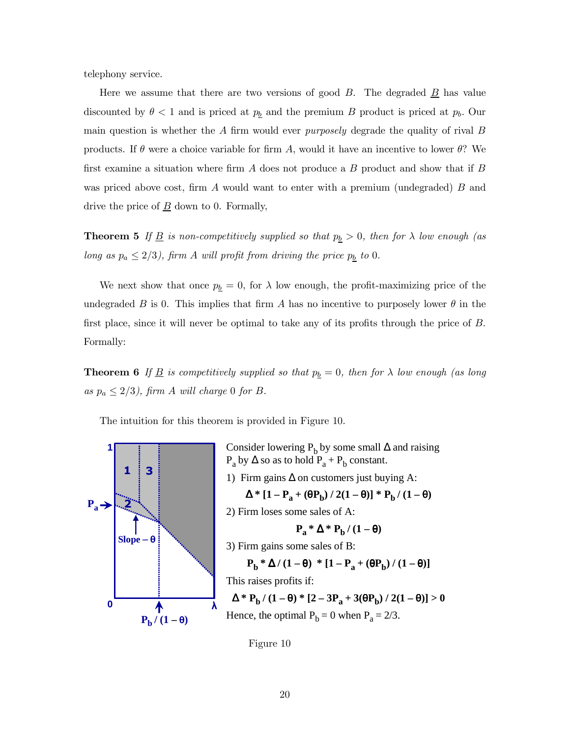telephony service.

Here we assume that there are two versions of good $B$. The degraded $\underline{B}$ has value discounted by $\theta < 1$ and is priced at $p_{\underline{b}}$ and the premium $B$ product is priced at $p_b$. Our main question is whether the $A$ firm would ever *purposely* degrade the quality of rival $B$ products. If $\theta$ were a choice variable for firm $A$, would it have an incentive to lower $\theta$? We first examine a situation where firm $A$ does not produce a $B$ product and show that if $B$ was priced above cost, firm $A$ would want to enter with a premium (undegraded) $B$ and drive the price of $\underline{B}$ down to 0. Formally,

**Theorem 5** *If $\underline{B}$ is non-competitively supplied so that $p_{\underline{b}} > 0$, then for $\lambda$ low enough (as long as $p_a \leq 2/3$), firm $A$ will profit from driving the price $p_{\underline{b}}$ to* 0.

We next show that once $p_{\underline{b}} = 0$, for $\lambda$ low enough, the profit-maximizing price of the undegraded $B$ is 0. This implies that firm $A$ has no incentive to purposely lower $\theta$ in the first place, since it will never be optimal to take any of its profits through the price of $B$. Formally:

**Theorem 6** *If $\underline{B}$ is competitively supplied so that $p_{\underline{b}} = 0$, then for $\lambda$ low enough (as long as $p_a \leq 2/3$), firm $A$ will charge* 0 *for $B$.*

The intuition for this theorem is provided in Figure 10.

Consider lowering $P_b$ by some small $\Delta$ and raising $P_a$ by $\Delta$ so as to hold $P_a + P_b$ constant.

1) Firm gains $\Delta$ on customers just buying A:

$$\Delta * [1 - P_a + (\theta P_b) / 2(1 - \theta)] * P_b / (1 - \theta)$$

2) Firm loses some sales of A:

$$P_a * \Delta * P_b / (1 - \theta)$$

3) Firm gains some sales of B:

$$P_b * \Delta / (1 - \theta) * [1 - P_a + (\theta P_b) / (1 - \theta)]$$

This raises profits if:

$$\Delta * P_b / (1 - \theta) * [2 - 3P_a + 3(\theta P_b) / 2(1 - \theta)] > 0$$

Hence, the optimal $P_b = 0$ when $P_a = 2/3$.

Figure 10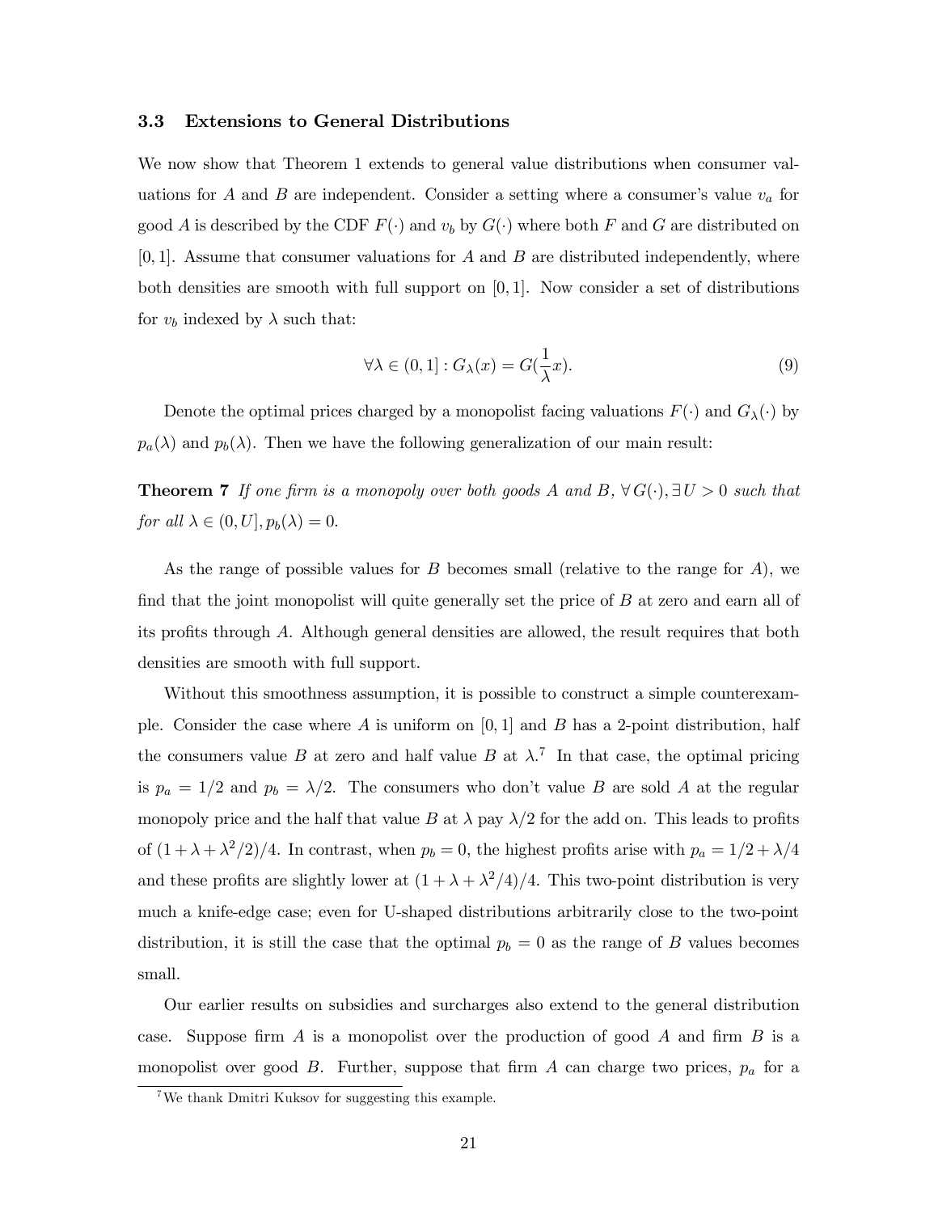### 3.3 Extensions to General Distributions

We now show that Theorem 1 extends to general value distributions when consumer valuations for $A$ and $B$ are independent. Consider a setting where a consumer's value $v_a$ for good $A$ is described by the CDF $F(\cdot)$ and $v_b$ by $G(\cdot)$ where both $F$ and $G$ are distributed on $[0, 1]$. Assume that consumer valuations for $A$ and $B$ are distributed independently, where both densities are smooth with full support on $[0, 1]$. Now consider a set of distributions for $v_b$ indexed by $\lambda$ such that:

$$\forall \lambda \in (0, 1] : G_\lambda(x) = G(\frac{1}{\lambda}x). \tag{9}$$

Denote the optimal prices charged by a monopolist facing valuations $F(\cdot)$ and $G_\lambda(\cdot)$ by $p_a(\lambda)$ and $p_b(\lambda)$. Then we have the following generalization of our main result:

**Theorem 7** *If one firm is a monopoly over both goods A and B,* $\forall\, G(\cdot), \exists\, U > 0$ *such that for all* $\lambda \in (0, U], p_b(\lambda) = 0$.

As the range of possible values for $B$ becomes small (relative to the range for $A$), we find that the joint monopolist will quite generally set the price of $B$ at zero and earn all of its profits through $A$. Although general densities are allowed, the result requires that both densities are smooth with full support.

Without this smoothness assumption, it is possible to construct a simple counterexample. Consider the case where $A$ is uniform on $[0, 1]$ and $B$ has a 2-point distribution, half the consumers value $B$ at zero and half value $B$ at $\lambda$.[7] In that case, the optimal pricing is $p_a = 1/2$ and $p_b = \lambda/2$. The consumers who don't value $B$ are sold $A$ at the regular monopoly price and the half that value $B$ at $\lambda$ pay $\lambda/2$ for the add on. This leads to profits of $(1 + \lambda + \lambda^2/2)/4$. In contrast, when $p_b = 0$, the highest profits arise with $p_a = 1/2 + \lambda/4$ and these profits are slightly lower at $(1 + \lambda + \lambda^2/4)/4$. This two-point distribution is very much a knife-edge case; even for U-shaped distributions arbitrarily close to the two-point distribution, it is still the case that the optimal $p_b = 0$ as the range of $B$ values becomes small.

Our earlier results on subsidies and surcharges also extend to the general distribution case. Suppose firm $A$ is a monopolist over the production of good $A$ and firm $B$ is a monopolist over good $B$. Further, suppose that firm $A$ can charge two prices, $p_a$ for a

[7] We thank Dmitri Kuksov for suggesting this example.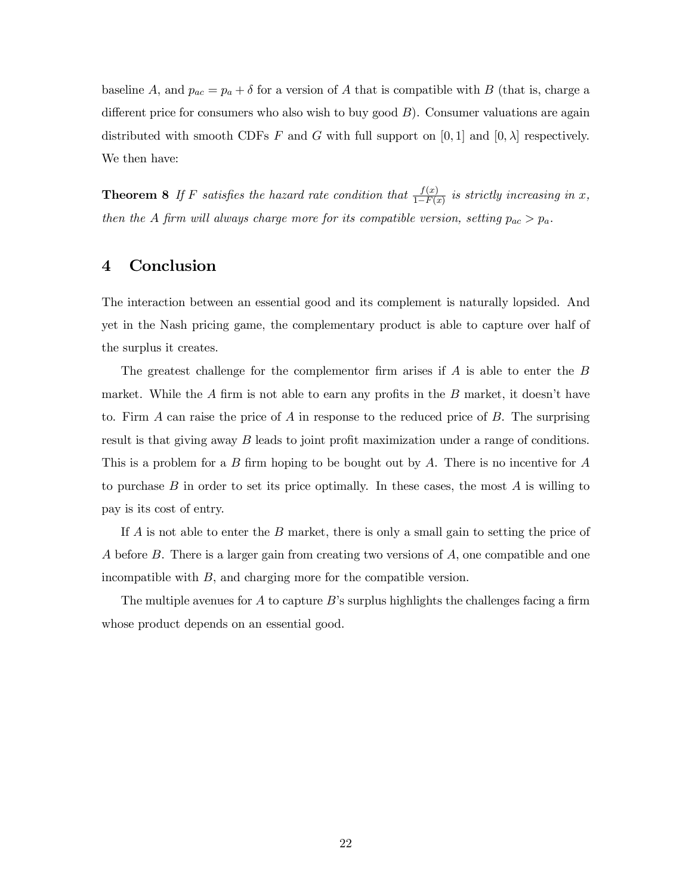baseline $A$, and $p_{ac} = p_a + \delta$ for a version of $A$ that is compatible with $B$ (that is, charge a different price for consumers who also wish to buy good $B$). Consumer valuations are again distributed with smooth CDFs $F$ and $G$ with full support on $[0, 1]$ and $[0, \lambda]$ respectively. We then have:

**Theorem 8** *If $F$ satisfies the hazard rate condition that $\frac{f(x)}{1-F(x)}$ is strictly increasing in $x$, then the $A$ firm will always charge more for its compatible version, setting $p_{ac} > p_a$.*

# 4 Conclusion

The interaction between an essential good and its complement is naturally lopsided. And yet in the Nash pricing game, the complementary product is able to capture over half of the surplus it creates.

The greatest challenge for the complementor firm arises if $A$ is able to enter the $B$ market. While the $A$ firm is not able to earn any profits in the $B$ market, it doesn't have to. Firm $A$ can raise the price of $A$ in response to the reduced price of $B$. The surprising result is that giving away $B$ leads to joint profit maximization under a range of conditions. This is a problem for a $B$ firm hoping to be bought out by $A$. There is no incentive for $A$ to purchase $B$ in order to set its price optimally. In these cases, the most $A$ is willing to pay is its cost of entry.

If $A$ is not able to enter the $B$ market, there is only a small gain to setting the price of $A$ before $B$. There is a larger gain from creating two versions of $A$, one compatible and one incompatible with $B$, and charging more for the compatible version.

The multiple avenues for $A$ to capture $B$'s surplus highlights the challenges facing a firm whose product depends on an essential good.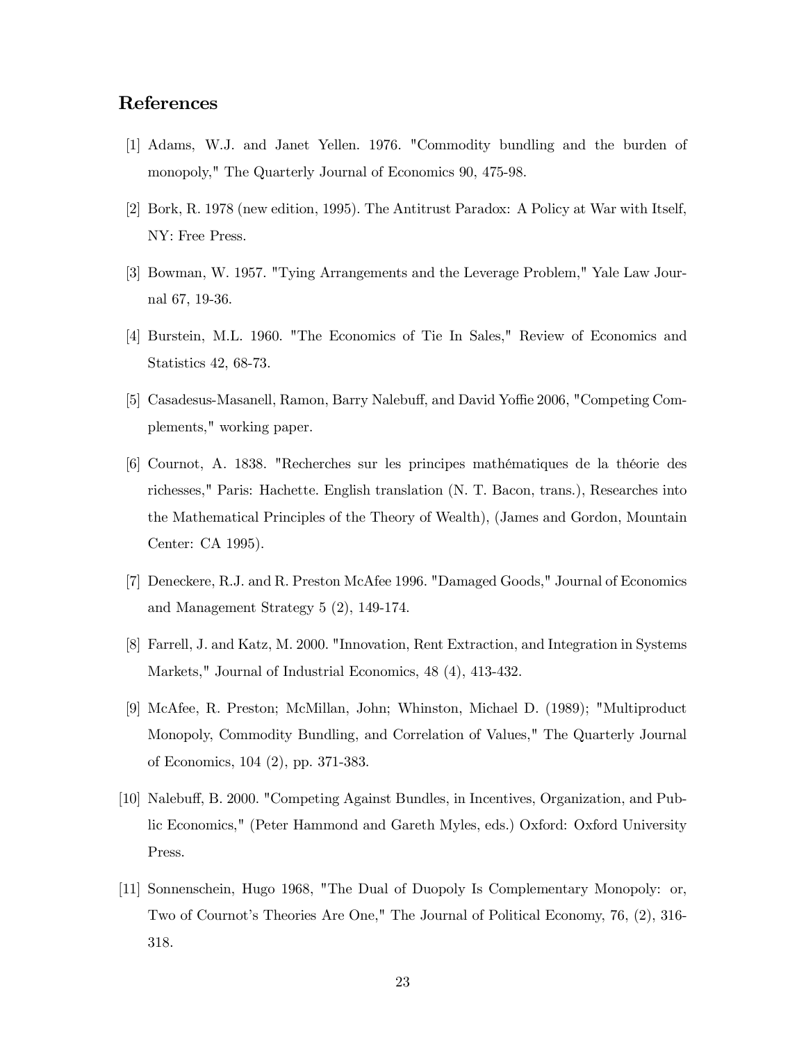## References

[1] Adams, W.J. and Janet Yellen. 1976. "Commodity bundling and the burden of monopoly," The Quarterly Journal of Economics 90, 475-98.

[2] Bork, R. 1978 (new edition, 1995). The Antitrust Paradox: A Policy at War with Itself, NY: Free Press.

[3] Bowman, W. 1957. "Tying Arrangements and the Leverage Problem," Yale Law Journal 67, 19-36.

[4] Burstein, M.L. 1960. "The Economics of Tie In Sales," Review of Economics and Statistics 42, 68-73.

[5] Casadesus-Masanell, Ramon, Barry Nalebuff, and David Yoffie 2006, "Competing Complements," working paper.

[6] Cournot, A. 1838. "Recherches sur les principes mathématiques de la théorie des richesses," Paris: Hachette. English translation (N. T. Bacon, trans.), Researches into the Mathematical Principles of the Theory of Wealth), (James and Gordon, Mountain Center: CA 1995).

[7] Deneckere, R.J. and R. Preston McAfee 1996. "Damaged Goods," Journal of Economics and Management Strategy 5 (2), 149-174.

[8] Farrell, J. and Katz, M. 2000. "Innovation, Rent Extraction, and Integration in Systems Markets," Journal of Industrial Economics, 48 (4), 413-432.

[9] McAfee, R. Preston; McMillan, John; Whinston, Michael D. (1989); "Multiproduct Monopoly, Commodity Bundling, and Correlation of Values," The Quarterly Journal of Economics, 104 (2), pp. 371-383.

[10] Nalebuff, B. 2000. "Competing Against Bundles, in Incentives, Organization, and Public Economics," (Peter Hammond and Gareth Myles, eds.) Oxford: Oxford University Press.

[11] Sonnenschein, Hugo 1968, "The Dual of Duopoly Is Complementary Monopoly: or, Two of Cournot's Theories Are One," The Journal of Political Economy, 76, (2), 316-318.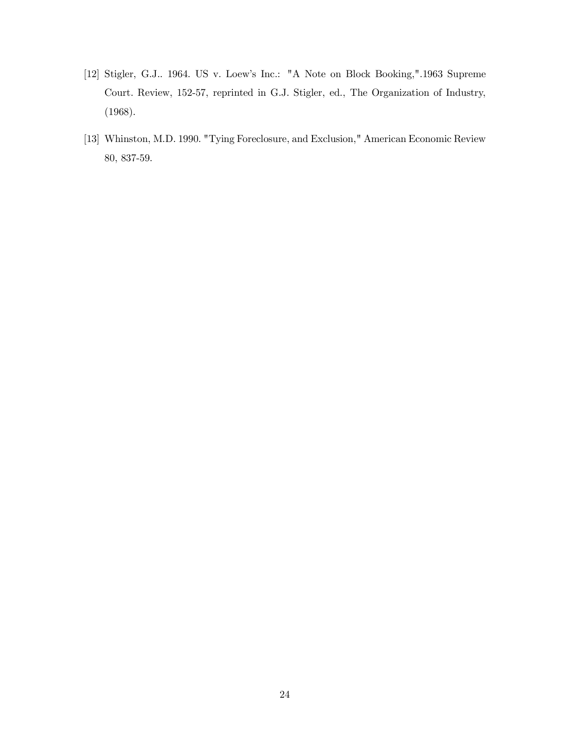[12] Stigler, G.J.. 1964. US v. Loew's Inc.: "A Note on Block Booking,".1963 Supreme Court. Review, 152-57, reprinted in G.J. Stigler, ed., The Organization of Industry, (1968).

[13] Whinston, M.D. 1990. "Tying Foreclosure, and Exclusion," American Economic Review 80, 837-59.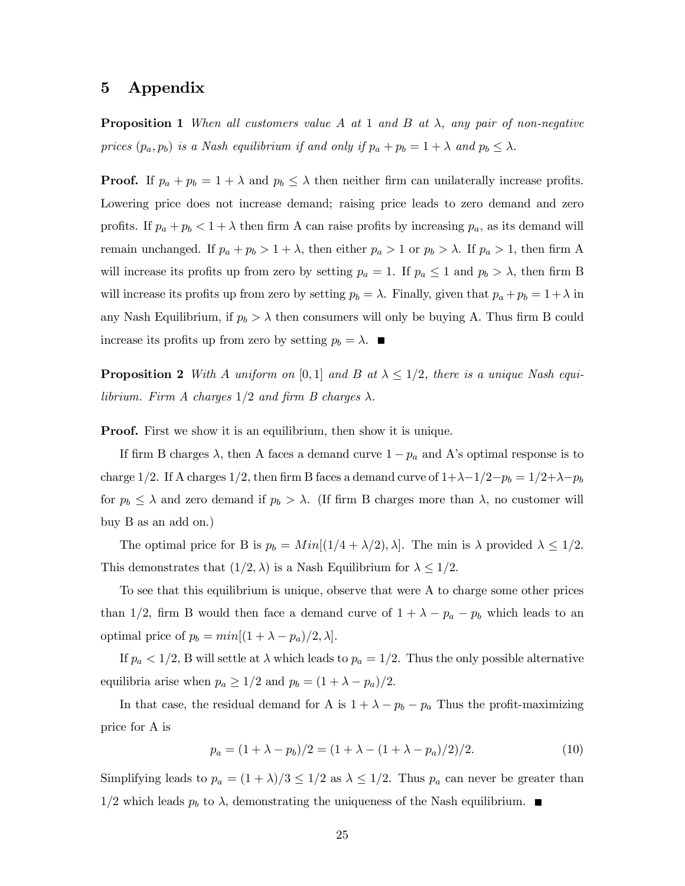# 5 Appendix

**Proposition 1** *When all customers value A at 1 and B at $\lambda$, any pair of non-negative prices $(p_a, p_b)$ is a Nash equilibrium if and only if $p_a + p_b = 1 + \lambda$ and $p_b \leq \lambda$.*

**Proof.** If $p_a + p_b = 1 + \lambda$ and $p_b \leq \lambda$ then neither firm can unilaterally increase profits. Lowering price does not increase demand; raising price leads to zero demand and zero profits. If $p_a + p_b < 1 + \lambda$ then firm A can raise profits by increasing $p_a$, as its demand will remain unchanged. If $p_a + p_b > 1 + \lambda$, then either $p_a > 1$ or $p_b > \lambda$. If $p_a > 1$, then firm A will increase its profits up from zero by setting $p_a = 1$. If $p_a \leq 1$ and $p_b > \lambda$, then firm B will increase its profits up from zero by setting $p_b = \lambda$. Finally, given that $p_a + p_b = 1 + \lambda$ in any Nash Equilibrium, if $p_b > \lambda$ then consumers will only be buying A. Thus firm B could increase its profits up from zero by setting $p_b = \lambda$. ■

**Proposition 2** *With A uniform on $[0, 1]$ and B at $\lambda \leq 1/2$, there is a unique Nash equilibrium. Firm A charges $1/2$ and firm B charges $\lambda$.*

**Proof.** First we show it is an equilibrium, then show it is unique.

If firm B charges $\lambda$, then A faces a demand curve $1 - p_a$ and A's optimal response is to charge $1/2$. If A charges $1/2$, then firm B faces a demand curve of $1+\lambda-1/2-p_b = 1/2+\lambda-p_b$ for $p_b \leq \lambda$ and zero demand if $p_b > \lambda$. (If firm B charges more than $\lambda$, no customer will buy B as an add on.)

The optimal price for B is $p_b = Min[(1/4 + \lambda/2), \lambda]$. The min is $\lambda$ provided $\lambda \leq 1/2$. This demonstrates that $(1/2, \lambda)$ is a Nash Equilibrium for $\lambda \leq 1/2$.

To see that this equilibrium is unique, observe that were A to charge some other prices than $1/2$, firm B would then face a demand curve of $1 + \lambda - p_a - p_b$ which leads to an optimal price of $p_b = min[(1 + \lambda - p_a)/2, \lambda]$.

If $p_a < 1/2$, B will settle at $\lambda$ which leads to $p_a = 1/2$. Thus the only possible alternative equilibria arise when $p_a \geq 1/2$ and $p_b = (1 + \lambda - p_a)/2$.

In that case, the residual demand for A is $1 + \lambda - p_b - p_a$ Thus the profit-maximizing price for A is

$$p_a = (1 + \lambda - p_b)/2 = (1 + \lambda - (1 + \lambda - p_a)/2)/2. \tag{10}$$

Simplifying leads to $p_a = (1 + \lambda)/3 \leq 1/2$ as $\lambda \leq 1/2$. Thus $p_a$ can never be greater than $1/2$ which leads $p_b$ to $\lambda$, demonstrating the uniqueness of the Nash equilibrium. ■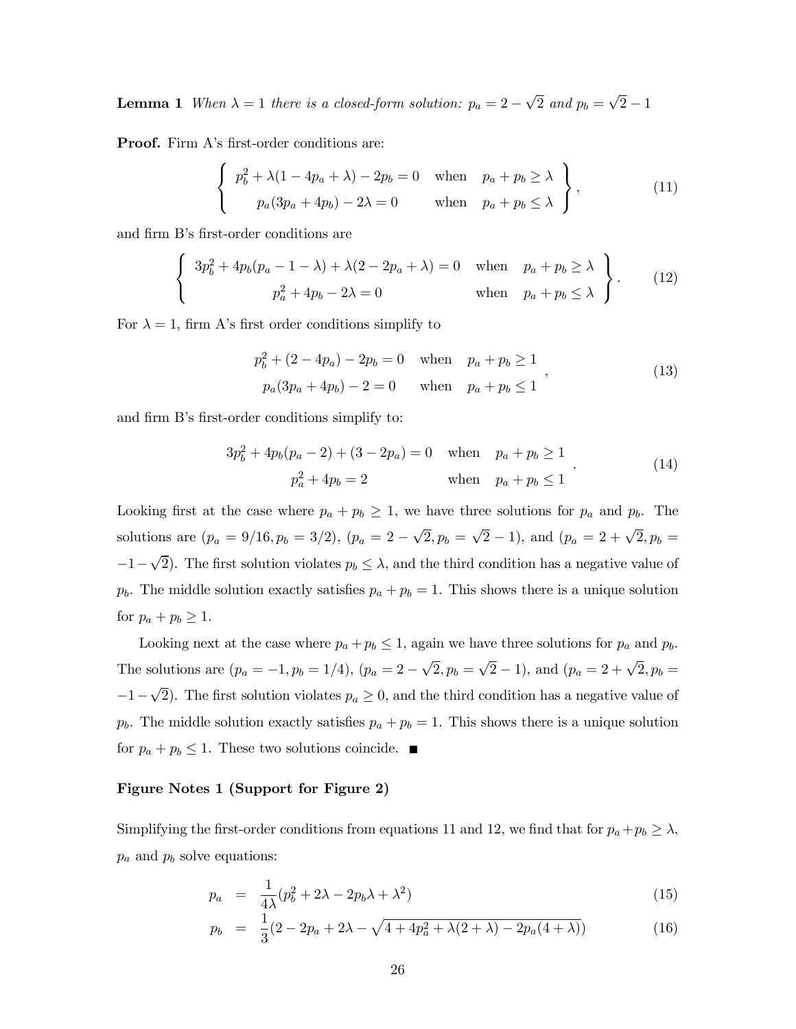**Lemma 1** *When $\lambda = 1$ there is a closed-form solution: $p_a = 2 - \sqrt{2}$ and $p_b = \sqrt{2} - 1$*

**Proof.** Firm A's first-order conditions are:

$$\left\{ \begin{array}{ll} p_b^2 + \lambda(1 - 4p_a + \lambda) - 2p_b = 0 & \text{when} \quad p_a + p_b \geq \lambda \\ p_a(3p_a + 4p_b) - 2\lambda = 0 & \text{when} \quad p_a + p_b \leq \lambda \end{array} \right\}, \tag{11}$$

and firm B's first-order conditions are

$$\left\{ \begin{array}{ll} 3p_b^2 + 4p_b(p_a - 1 - \lambda) + \lambda(2 - 2p_a + \lambda) = 0 & \text{when} \quad p_a + p_b \geq \lambda \\ p_a^2 + 4p_b - 2\lambda = 0 & \text{when} \quad p_a + p_b \leq \lambda \end{array} \right\}. \tag{12}$$

For $\lambda = 1$, firm A's first order conditions simplify to

$$\begin{array}{ll} p_b^2 + (2 - 4p_a) - 2p_b = 0 & \text{when} \quad p_a + p_b \geq 1 \\ p_a(3p_a + 4p_b) - 2 = 0 & \text{when} \quad p_a + p_b \leq 1 \end{array}, \tag{13}$$

and firm B's first-order conditions simplify to:

$$\begin{array}{ll} 3p_b^2 + 4p_b(p_a - 2) + (3 - 2p_a) = 0 & \text{when} \quad p_a + p_b \geq 1 \\ p_a^2 + 4p_b = 2 & \text{when} \quad p_a + p_b \leq 1 \end{array}. \tag{14}$$

Looking first at the case where $p_a + p_b \geq 1$, we have three solutions for $p_a$ and $p_b$. The solutions are ($p_a = 9/16, p_b = 3/2$), ($p_a = 2 - \sqrt{2}, p_b = \sqrt{2} - 1$), and ($p_a = 2 + \sqrt{2}, p_b = -1 - \sqrt{2}$). The first solution violates $p_b \leq \lambda$, and the third condition has a negative value of $p_b$. The middle solution exactly satisfies $p_a + p_b = 1$. This shows there is a unique solution for $p_a + p_b \geq 1$.

Looking next at the case where $p_a + p_b \leq 1$, again we have three solutions for $p_a$ and $p_b$. The solutions are ($p_a = -1, p_b = 1/4$), ($p_a = 2 - \sqrt{2}, p_b = \sqrt{2} - 1$), and ($p_a = 2 + \sqrt{2}, p_b = -1 - \sqrt{2}$). The first solution violates $p_a \geq 0$, and the third condition has a negative value of $p_b$. The middle solution exactly satisfies $p_a + p_b = 1$. This shows there is a unique solution for $p_a + p_b \leq 1$. These two solutions coincide. ■

### Figure Notes 1 (Support for Figure 2)

Simplifying the first-order conditions from equations 11 and 12, we find that for $p_a + p_b \geq \lambda$, $p_a$ and $p_b$ solve equations:

$$p_a = \frac{1}{4\lambda}(p_b^2 + 2\lambda - 2p_b\lambda + \lambda^2) \tag{15}$$

$$p_b = \frac{1}{3}(2 - 2p_a + 2\lambda - \sqrt{4 + 4p_a^2 + \lambda(2 + \lambda) - 2p_a(4 + \lambda)}) \tag{16}$$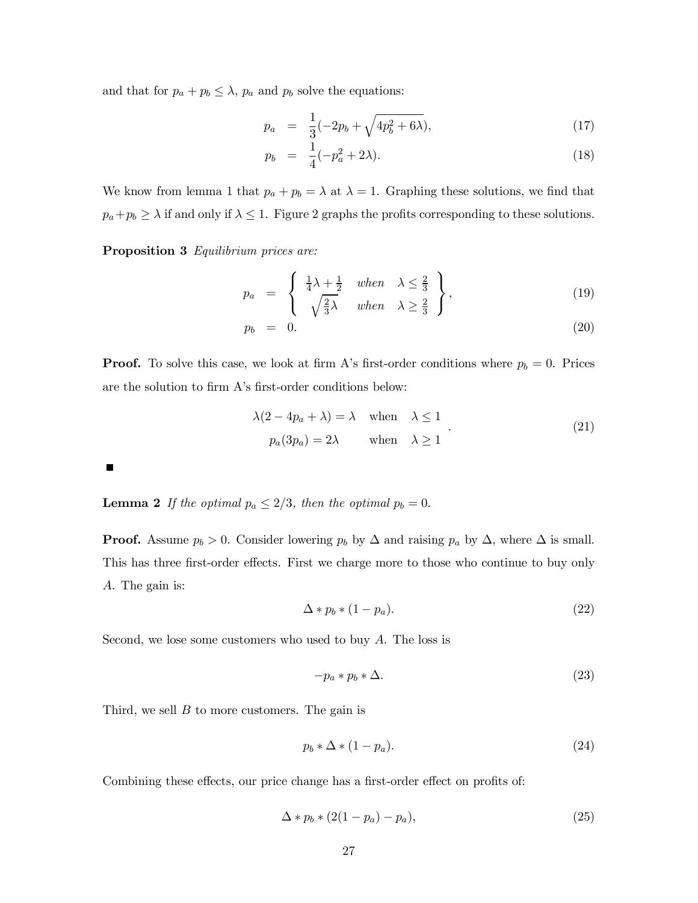and that for $p_a + p_b \leq \lambda$, $p_a$ and $p_b$ solve the equations:

$$p_a = \frac{1}{3}(-2p_b + \sqrt{4p_b^2 + 6\lambda}), \tag{17}$$

$$p_b = \frac{1}{4}(-p_a^2 + 2\lambda). \tag{18}$$

We know from lemma 1 that $p_a + p_b = \lambda$ at $\lambda = 1$. Graphing these solutions, we find that $p_a + p_b \geq \lambda$ if and only if $\lambda \leq 1$. Figure 2 graphs the profits corresponding to these solutions.

**Proposition 3** *Equilibrium prices are:*

$$p_a = \left\{ \begin{array}{ccc} \frac{1}{4}\lambda + \frac{1}{2} & when & \lambda \leq \frac{2}{3} \\ \sqrt{\frac{2}{3}\lambda} & when & \lambda \geq \frac{2}{3} \end{array} \right\}, \tag{19}$$

$$p_b = 0. \tag{20}$$

**Proof.** To solve this case, we look at firm A's first-order conditions where $p_b = 0$. Prices are the solution to firm A's first-order conditions below:

$$\begin{array}{ccc} \lambda(2 - 4p_a + \lambda) = \lambda & \text{when} & \lambda \leq 1 \\ p_a(3p_a) = 2\lambda & \text{when} & \lambda \geq 1 \end{array}. \tag{21}$$

■

**Lemma 2** *If the optimal $p_a \leq 2/3$, then the optimal $p_b = 0$.*

**Proof.** Assume $p_b > 0$. Consider lowering $p_b$ by $\Delta$ and raising $p_a$ by $\Delta$, where $\Delta$ is small. This has three first-order effects. First we charge more to those who continue to buy only $A$. The gain is:

$$\Delta * p_b * (1 - p_a). \tag{22}$$

Second, we lose some customers who used to buy $A$. The loss is

$$-p_a * p_b * \Delta. \tag{23}$$

Third, we sell $B$ to more customers. The gain is

$$p_b * \Delta * (1 - p_a). \tag{24}$$

Combining these effects, our price change has a first-order effect on profits of:

$$\Delta * p_b * (2(1 - p_a) - p_a), \tag{25}$$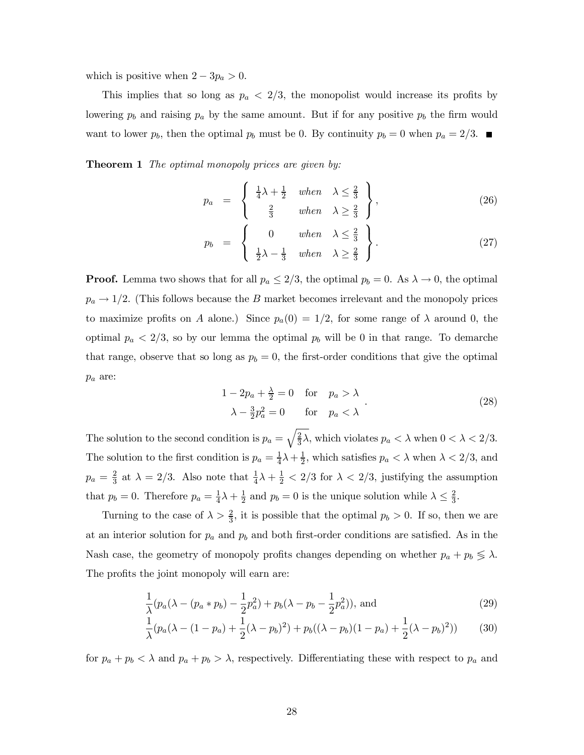which is positive when $2 - 3p_a > 0$.

This implies that so long as $p_a < 2/3$, the monopolist would increase its profits by lowering $p_b$ and raising $p_a$ by the same amount. But if for any positive $p_b$ the firm would want to lower $p_b$, then the optimal $p_b$ must be 0. By continuity $p_b = 0$ when $p_a = 2/3$. ■

**Theorem 1** *The optimal monopoly prices are given by:*

$$p_a = \left\{ \begin{array}{cc} \frac{1}{4}\lambda + \frac{1}{2} & when \quad \lambda \leq \frac{2}{3} \\ \frac{2}{3} & when \quad \lambda \geq \frac{2}{3} \end{array} \right\}, \tag{26}$$

$$p_b = \left\{ \begin{array}{cc} 0 & when \quad \lambda \leq \frac{2}{3} \\ \frac{1}{2}\lambda - \frac{1}{3} & when \quad \lambda \geq \frac{2}{3} \end{array} \right\}. \tag{27}$$

**Proof.** Lemma two shows that for all $p_a \leq 2/3$, the optimal $p_b = 0$. As $\lambda \to 0$, the optimal $p_a \to 1/2$. (This follows because the $B$ market becomes irrelevant and the monopoly prices to maximize profits on $A$ alone.) Since $p_a(0) = 1/2$, for some range of $\lambda$ around 0, the optimal $p_a < 2/3$, so by our lemma the optimal $p_b$ will be 0 in that range. To demarche that range, observe that so long as $p_b = 0$, the first-order conditions that give the optimal $p_a$ are:

$$\begin{array}{cc} 1 - 2p_a + \frac{\lambda}{2} = 0 & \text{for} \quad p_a > \lambda \\ \lambda - \frac{3}{2}p_a^2 = 0 & \text{for} \quad p_a < \lambda \end{array}. \tag{28}$$

The solution to the second condition is $p_a = \sqrt{\frac{2}{3}\lambda}$, which violates $p_a < \lambda$ when $0 < \lambda < 2/3$. The solution to the first condition is $p_a = \frac{1}{4}\lambda + \frac{1}{2}$, which satisfies $p_a < \lambda$ when $\lambda < 2/3$, and $p_a = \frac{2}{3}$ at $\lambda = 2/3$. Also note that $\frac{1}{4}\lambda + \frac{1}{2} < 2/3$ for $\lambda < 2/3$, justifying the assumption that $p_b = 0$. Therefore $p_a = \frac{1}{4}\lambda + \frac{1}{2}$ and $p_b = 0$ is the unique solution while $\lambda \leq \frac{2}{3}$.

Turning to the case of $\lambda > \frac{2}{3}$, it is possible that the optimal $p_b > 0$. If so, then we are at an interior solution for $p_a$ and $p_b$ and both first-order conditions are satisfied. As in the Nash case, the geometry of monopoly profits changes depending on whether $p_a + p_b \lessgtr \lambda$. The profits the joint monopoly will earn are:

$$\frac{1}{\lambda}(p_a(\lambda - (p_a * p_b) - \frac{1}{2}p_a^2) + p_b(\lambda - p_b - \frac{1}{2}p_a^2)), \text{ and} \tag{29}$$

$$\frac{1}{\lambda}(p_a(\lambda - (1 - p_a) + \frac{1}{2}(\lambda - p_b)^2) + p_b((\lambda - p_b)(1 - p_a) + \frac{1}{2}(\lambda - p_b)^2)) \tag{30}$$

for $p_a + p_b < \lambda$ and $p_a + p_b > \lambda$, respectively. Differentiating these with respect to $p_a$ and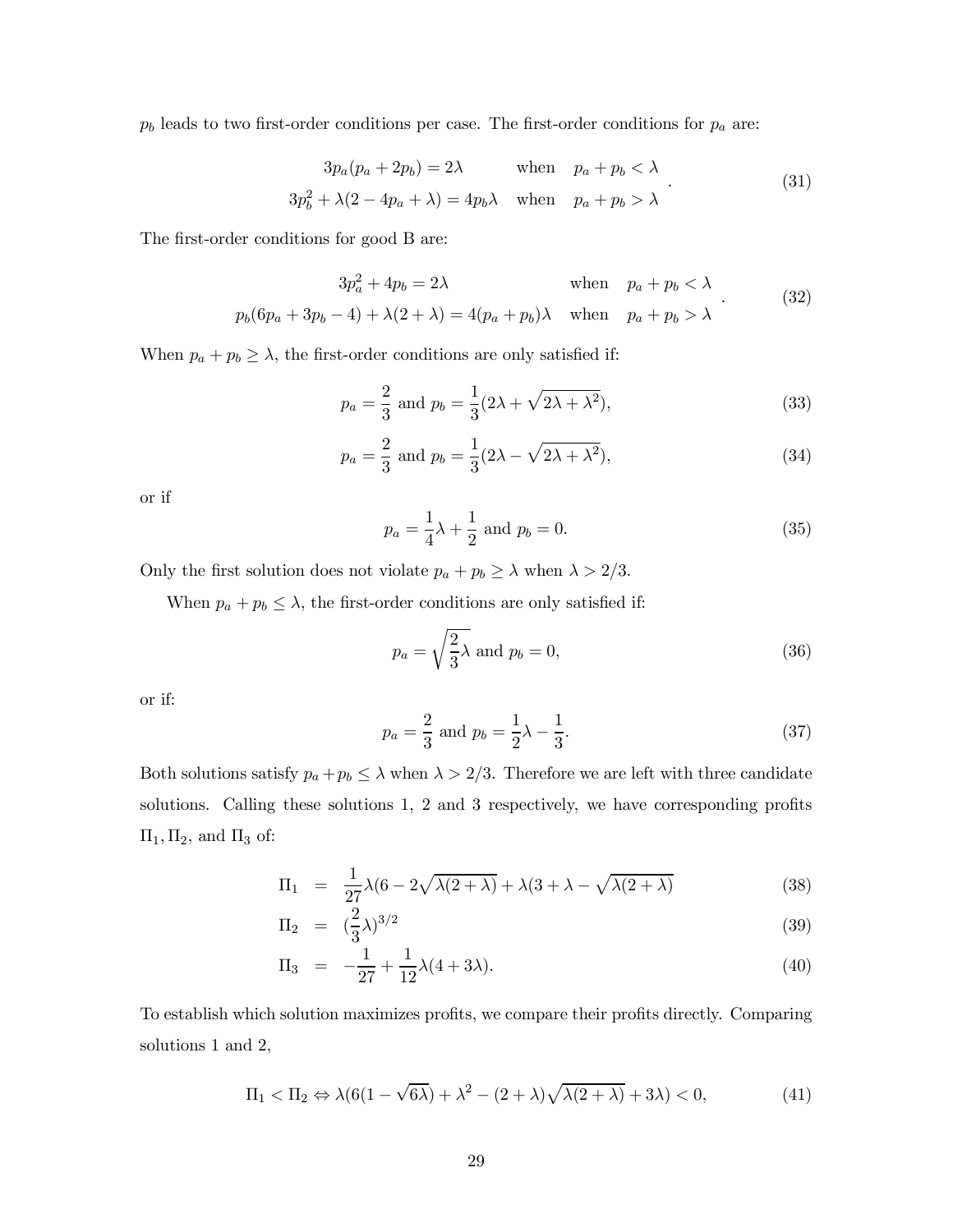$p_b$ leads to two first-order conditions per case. The first-order conditions for $p_a$ are:

$$
\begin{array}{ll} 3p_a(p_a + 2p_b) = 2\lambda & \text{when} \quad p_a + p_b < \lambda \\ 3p_b^2 + \lambda(2 - 4p_a + \lambda) = 4p_b\lambda & \text{when} \quad p_a + p_b > \lambda \end{array} . \tag{31}
$$

The first-order conditions for good B are:

$$
\begin{array}{ll} 3p_a^2 + 4p_b = 2\lambda & \text{when} \quad p_a + p_b < \lambda \\ p_b(6p_a + 3p_b - 4) + \lambda(2 + \lambda) = 4(p_a + p_b)\lambda & \text{when} \quad p_a + p_b > \lambda \end{array} . \tag{32}
$$

When $p_a + p_b \geq \lambda$, the first-order conditions are only satisfied if:

$$
p_a = \frac{2}{3} \text{ and } p_b = \frac{1}{3}(2\lambda + \sqrt{2\lambda + \lambda^2}), \tag{33}
$$

$$
p_a = \frac{2}{3} \text{ and } p_b = \frac{1}{3}(2\lambda - \sqrt{2\lambda + \lambda^2}), \tag{34}
$$

or if

$$
p_a = \frac{1}{4}\lambda + \frac{1}{2} \text{ and } p_b = 0. \tag{35}
$$

Only the first solution does not violate $p_a + p_b \geq \lambda$ when $\lambda > 2/3$.

When $p_a + p_b \leq \lambda$, the first-order conditions are only satisfied if:

$$
p_a = \sqrt{\frac{2}{3}\lambda} \text{ and } p_b = 0, \tag{36}
$$

or if:

$$
p_a = \frac{2}{3} \text{ and } p_b = \frac{1}{2}\lambda - \frac{1}{3}. \tag{37}
$$

Both solutions satisfy $p_a + p_b \leq \lambda$ when $\lambda > 2/3$. Therefore we are left with three candidate solutions. Calling these solutions 1, 2 and 3 respectively, we have corresponding profits $\Pi_1, \Pi_2$, and $\Pi_3$ of:

$$
\Pi_1 = \frac{1}{27}\lambda(6 - 2\sqrt{\lambda(2 + \lambda)} + \lambda(3 + \lambda - \sqrt{\lambda(2 + \lambda)} \tag{38}
$$

$$
\Pi_2 = (\frac{2}{3}\lambda)^{3/2} \tag{39}
$$

$$
\Pi_3 = -\frac{1}{27} + \frac{1}{12}\lambda(4 + 3\lambda). \tag{40}
$$

To establish which solution maximizes profits, we compare their profits directly. Comparing solutions 1 and 2,

$$
\Pi_1 < \Pi_2 \Leftrightarrow \lambda(6(1 - \sqrt{6\lambda}) + \lambda^2 - (2 + \lambda)\sqrt{\lambda(2 + \lambda)} + 3\lambda) < 0, \tag{41}
$$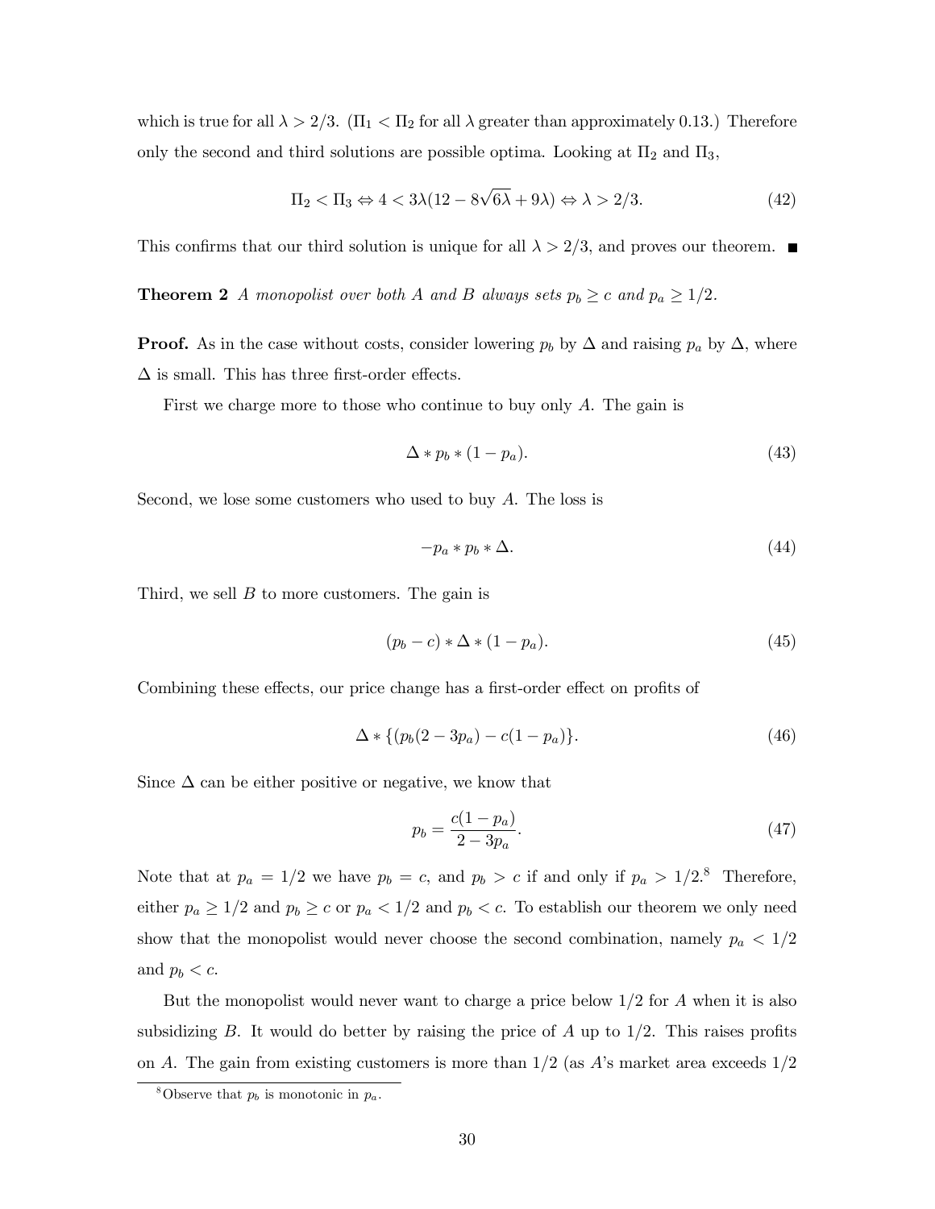which is true for all $\lambda > 2/3$. ($\Pi_1 < \Pi_2$ for all $\lambda$ greater than approximately 0.13.) Therefore only the second and third solutions are possible optima. Looking at $\Pi_2$ and $\Pi_3$,

$$\Pi_2 < \Pi_3 \Leftrightarrow 4 < 3\lambda(12 - 8\sqrt{6\lambda} + 9\lambda) \Leftrightarrow \lambda > 2/3. \tag{42}$$

This confirms that our third solution is unique for all $\lambda > 2/3$, and proves our theorem. ■

**Theorem 2** *A monopolist over both A and B always sets $p_b \geq c$ and $p_a \geq 1/2$.*

**Proof.** As in the case without costs, consider lowering $p_b$ by $\Delta$ and raising $p_a$ by $\Delta$, where $\Delta$ is small. This has three first-order effects.

First we charge more to those who continue to buy only $A$. The gain is

$$\Delta * p_b * (1 - p_a). \tag{43}$$

Second, we lose some customers who used to buy $A$. The loss is

$$-p_a * p_b * \Delta. \tag{44}$$

Third, we sell $B$ to more customers. The gain is

$$(p_b - c) * \Delta * (1 - p_a). \tag{45}$$

Combining these effects, our price change has a first-order effect on profits of

$$\Delta * \{(p_b(2 - 3p_a) - c(1 - p_a)\}. \tag{46}$$

Since $\Delta$ can be either positive or negative, we know that

$$p_b = \frac{c(1 - p_a)}{2 - 3p_a}. \tag{47}$$

Note that at $p_a = 1/2$ we have $p_b = c$, and $p_b > c$ if and only if $p_a > 1/2$.[8] Therefore, either $p_a \geq 1/2$ and $p_b \geq c$ or $p_a < 1/2$ and $p_b < c$. To establish our theorem we only need show that the monopolist would never choose the second combination, namely $p_a < 1/2$ and $p_b < c$.

But the monopolist would never want to charge a price below $1/2$ for $A$ when it is also subsidizing $B$. It would do better by raising the price of $A$ up to $1/2$. This raises profits on $A$. The gain from existing customers is more than $1/2$ (as $A$'s market area exceeds $1/2$

[8] Observe that $p_b$ is monotonic in $p_a$.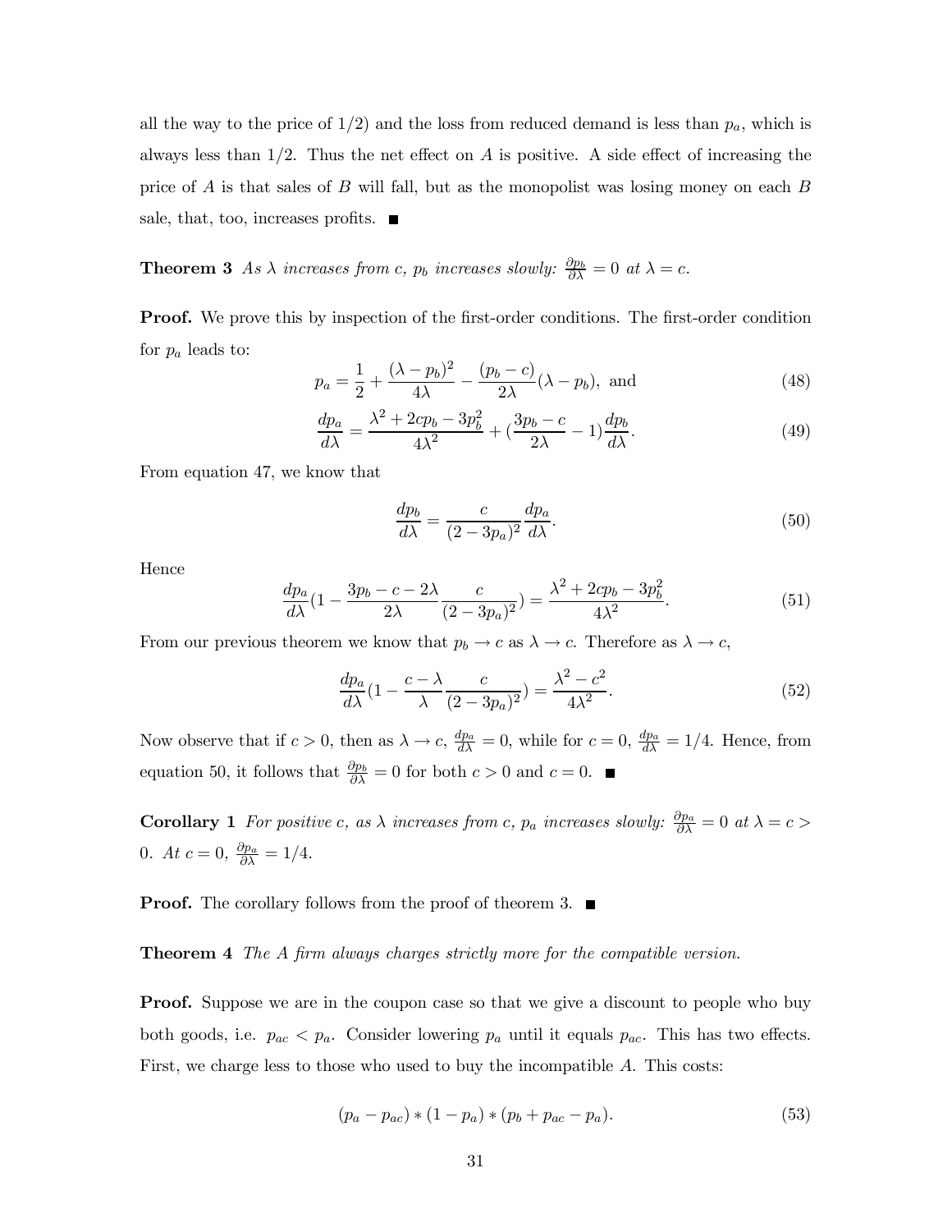all the way to the price of 1/2) and the loss from reduced demand is less than $p_a$, which is always less than 1/2. Thus the net effect on $A$ is positive. A side effect of increasing the price of $A$ is that sales of $B$ will fall, but as the monopolist was losing money on each $B$ sale, that, too, increases profits. ■

**Theorem 3** *As $\lambda$ increases from c, $p_b$ increases slowly: $\frac{\partial p_b}{\partial \lambda} = 0$ at $\lambda = c$.*

**Proof.** We prove this by inspection of the first-order conditions. The first-order condition for $p_a$ leads to:

$$p_a = \frac{1}{2} + \frac{(\lambda - p_b)^2}{4\lambda} - \frac{(p_b - c)}{2\lambda}(\lambda - p_b), \text{ and} \tag{48}$$

$$\frac{dp_a}{d\lambda} = \frac{\lambda^2 + 2cp_b - 3p_b^2}{4\lambda^2} + (\frac{3p_b - c}{2\lambda} - 1)\frac{dp_b}{d\lambda}. \tag{49}$$

From equation 47, we know that

$$\frac{dp_b}{d\lambda} = \frac{c}{(2 - 3p_a)^2}\frac{dp_a}{d\lambda}. \tag{50}$$

Hence

$$\frac{dp_a}{d\lambda}(1 - \frac{3p_b - c - 2\lambda}{2\lambda}\frac{c}{(2 - 3p_a)^2}) = \frac{\lambda^2 + 2cp_b - 3p_b^2}{4\lambda^2}. \tag{51}$$

From our previous theorem we know that $p_b \to c$ as $\lambda \to c$. Therefore as $\lambda \to c$,

$$\frac{dp_a}{d\lambda}(1 - \frac{c - \lambda}{\lambda}\frac{c}{(2 - 3p_a)^2}) = \frac{\lambda^2 - c^2}{4\lambda^2}. \tag{52}$$

Now observe that if $c > 0$, then as $\lambda \to c$, $\frac{dp_a}{d\lambda} = 0$, while for $c = 0$, $\frac{dp_a}{d\lambda} = 1/4$. Hence, from equation 50, it follows that $\frac{\partial p_b}{\partial \lambda} = 0$ for both $c > 0$ and $c = 0$. ■

**Corollary 1** *For positive c, as $\lambda$ increases from c, $p_a$ increases slowly: $\frac{\partial p_a}{\partial \lambda} = 0$ at $\lambda = c > 0$. At $c = 0$, $\frac{\partial p_a}{\partial \lambda} = 1/4$.*

**Proof.** The corollary follows from the proof of theorem 3. ■

**Theorem 4** *The A firm always charges strictly more for the compatible version.*

**Proof.** Suppose we are in the coupon case so that we give a discount to people who buy both goods, i.e. $p_{ac} < p_a$. Consider lowering $p_a$ until it equals $p_{ac}$. This has two effects. First, we charge less to those who used to buy the incompatible $A$. This costs:

$$(p_a - p_{ac}) * (1 - p_a) * (p_b + p_{ac} - p_a). \tag{53}$$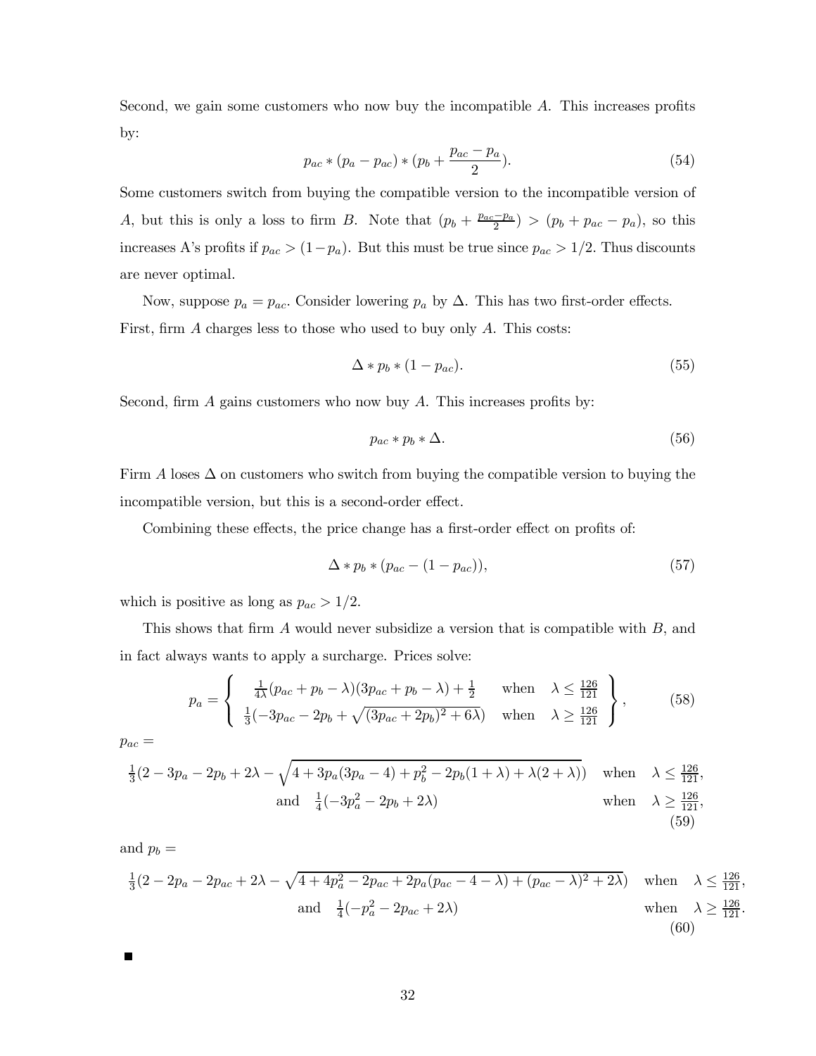Second, we gain some customers who now buy the incompatible $A$. This increases profits by:

$$p_{ac} * (p_a - p_{ac}) * (p_b + \frac{p_{ac} - p_a}{2}). \tag{54}$$

Some customers switch from buying the compatible version to the incompatible version of $A$, but this is only a loss to firm $B$. Note that $(p_b + \frac{p_{ac}-p_a}{2}) > (p_b + p_{ac} - p_a)$, so this increases A's profits if $p_{ac} > (1 - p_a)$. But this must be true since $p_{ac} > 1/2$. Thus discounts are never optimal.

Now, suppose $p_a = p_{ac}$. Consider lowering $p_a$ by $\Delta$. This has two first-order effects. First, firm $A$ charges less to those who used to buy only $A$. This costs:

$$\Delta * p_b * (1 - p_{ac}). \tag{55}$$

Second, firm $A$ gains customers who now buy $A$. This increases profits by:

$$p_{ac} * p_b * \Delta. \tag{56}$$

Firm $A$ loses $\Delta$ on customers who switch from buying the compatible version to buying the incompatible version, but this is a second-order effect.

Combining these effects, the price change has a first-order effect on profits of:

$$\Delta * p_b * (p_{ac} - (1 - p_{ac})), \tag{57}$$

which is positive as long as $p_{ac} > 1/2$.

This shows that firm $A$ would never subsidize a version that is compatible with $B$, and in fact always wants to apply a surcharge. Prices solve:

$$p_a = \left\{ \begin{array}{ll} \frac{1}{4\lambda}(p_{ac} + p_b - \lambda)(3p_{ac} + p_b - \lambda) + \frac{1}{2} & \text{when} \quad \lambda \leq \frac{126}{121} \\ \frac{1}{3}(-3p_{ac} - 2p_b + \sqrt{(3p_{ac} + 2p_b)^2 + 6\lambda}) & \text{when} \quad \lambda \geq \frac{126}{121} \end{array} \right\}, \tag{58}$$

$p_{ac} =$

$$\begin{array}{ll} \frac{1}{3}(2 - 3p_a - 2p_b + 2\lambda - \sqrt{4 + 3p_a(3p_a - 4) + p_b^2 - 2p_b(1+\lambda) + \lambda(2+\lambda)}) & \text{when} \quad \lambda \leq \frac{126}{121}, \\ \text{and} \quad \frac{1}{4}(-3p_a^2 - 2p_b + 2\lambda) & \text{when} \quad \lambda \geq \frac{126}{121}, \end{array} \tag{59}$$

and $p_b =$

$$\begin{array}{ll} \frac{1}{3}(2 - 2p_a - 2p_{ac} + 2\lambda - \sqrt{4 + 4p_a^2 - 2p_{ac} + 2p_a(p_{ac} - 4 - \lambda) + (p_{ac} - \lambda)^2 + 2\lambda}) & \text{when} \quad \lambda \leq \frac{126}{121}, \\ \text{and} \quad \frac{1}{4}(-p_a^2 - 2p_{ac} + 2\lambda) & \text{when} \quad \lambda \geq \frac{126}{121}. \end{array} \tag{60}$$

■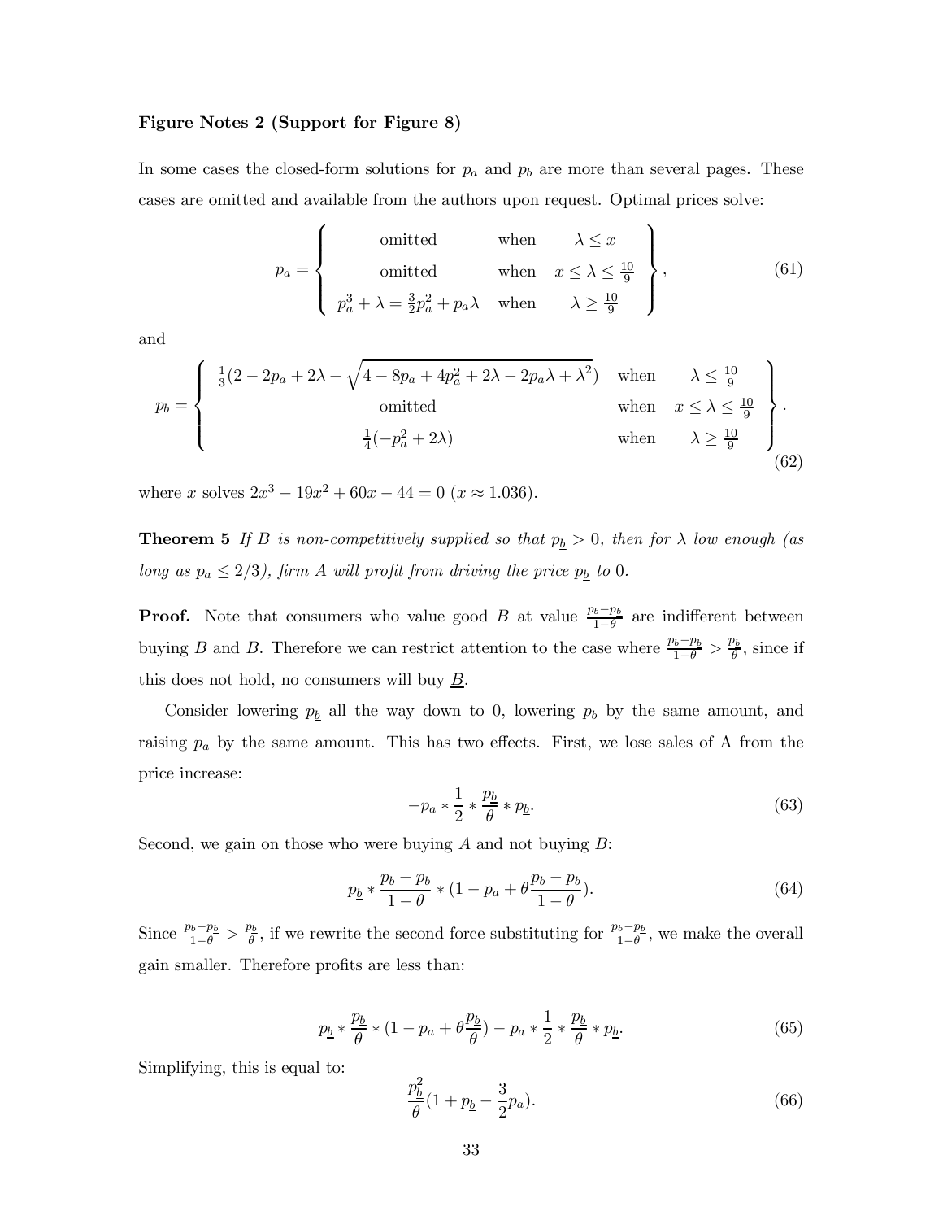**Figure Notes 2 (Support for Figure 8)**

In some cases the closed-form solutions for $p_a$ and $p_b$ are more than several pages. These cases are omitted and available from the authors upon request. Optimal prices solve:

$$p_a = \left\{ \begin{array}{ccc} \text{omitted} & \text{when} & \lambda \leq x \\ \text{omitted} & \text{when} & x \leq \lambda \leq \frac{10}{9} \\ p_a^3 + \lambda = \frac{3}{2}p_a^2 + p_a\lambda & \text{when} & \lambda \geq \frac{10}{9} \end{array} \right\}, \tag{61}$$

and

$$p_b = \left\{ \begin{array}{ccc} \frac{1}{3}(2 - 2p_a + 2\lambda - \sqrt{4 - 8p_a + 4p_a^2 + 2\lambda - 2p_a\lambda + \lambda^2}) & \text{when} & \lambda \leq \frac{10}{9} \\ \text{omitted} & \text{when} & x \leq \lambda \leq \frac{10}{9} \\ \frac{1}{4}(-p_a^2 + 2\lambda) & \text{when} & \lambda \geq \frac{10}{9} \end{array} \right\}. \tag{62}$$

where $x$ solves $2x^3 - 19x^2 + 60x - 44 = 0$ ($x \approx 1.036$).

**Theorem 5** *If $\underline{B}$ is non-competitively supplied so that $p_{\underline{b}} > 0$, then for $\lambda$ low enough (as long as $p_a \leq 2/3$), firm A will profit from driving the price $p_{\underline{b}}$ to 0.*

**Proof.** Note that consumers who value good $B$ at value $\frac{p_b - p_{\underline{b}}}{1-\theta}$ are indifferent between buying $\underline{B}$ and $B$. Therefore we can restrict attention to the case where $\frac{p_b - p_{\underline{b}}}{1-\theta} > \frac{p_{\underline{b}}}{\theta}$, since if this does not hold, no consumers will buy $\underline{B}$.

Consider lowering $p_{\underline{b}}$ all the way down to 0, lowering $p_b$ by the same amount, and raising $p_a$ by the same amount. This has two effects. First, we lose sales of A from the price increase:

$$-p_a * \frac{1}{2} * \frac{p_{\underline{b}}}{\theta} * p_{\underline{b}}. \tag{63}$$

Second, we gain on those who were buying $A$ and not buying $B$:

$$p_{\underline{b}} * \frac{p_b - p_{\underline{b}}}{1-\theta} * (1 - p_a + \theta\frac{p_b - p_{\underline{b}}}{1-\theta}). \tag{64}$$

Since $\frac{p_b - p_{\underline{b}}}{1-\theta} > \frac{p_{\underline{b}}}{\theta}$, if we rewrite the second force substituting for $\frac{p_b - p_{\underline{b}}}{1-\theta}$, we make the overall gain smaller. Therefore profits are less than:

$$p_{\underline{b}} * \frac{p_{\underline{b}}}{\theta} * (1 - p_a + \theta\frac{p_{\underline{b}}}{\theta}) - p_a * \frac{1}{2} * \frac{p_{\underline{b}}}{\theta} * p_{\underline{b}}. \tag{65}$$

Simplifying, this is equal to:

$$\frac{p_{\underline{b}}^2}{\theta}(1 + p_{\underline{b}} - \frac{3}{2}p_a). \tag{66}$$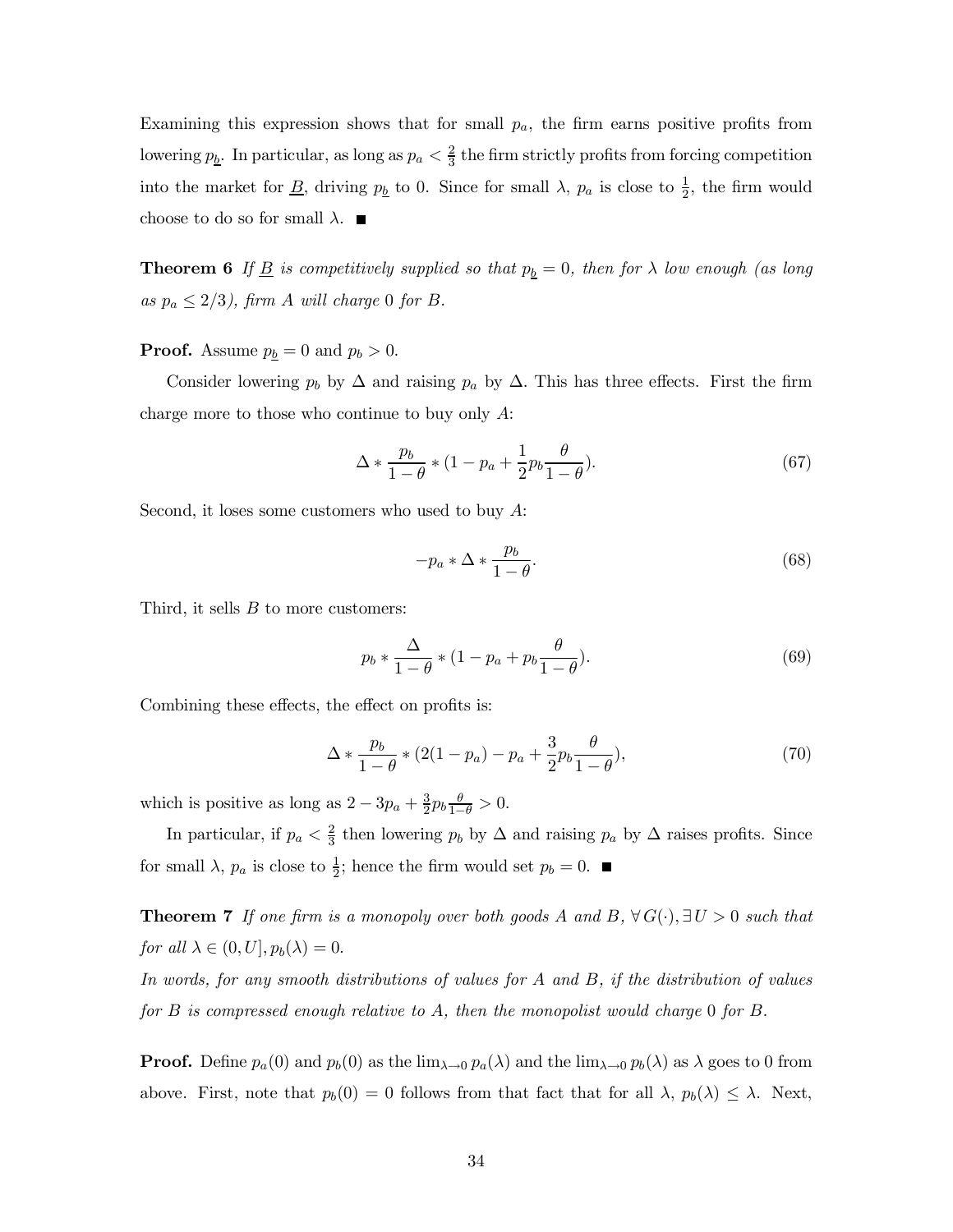Examining this expression shows that for small $p_a$, the firm earns positive profits from lowering $p_{\underline{b}}$. In particular, as long as $p_a < \frac{2}{3}$ the firm strictly profits from forcing competition into the market for $\underline{B}$, driving $p_{\underline{b}}$ to 0. Since for small $\lambda$, $p_a$ is close to $\frac{1}{2}$, the firm would choose to do so for small $\lambda$. ■

**Theorem 6** *If $\underline{B}$ is competitively supplied so that $p_{\underline{b}} = 0$, then for $\lambda$ low enough (as long as $p_a \leq 2/3$), firm $A$ will charge 0 for $B$.*

**Proof.** Assume $p_{\underline{b}} = 0$ and $p_b > 0$.

Consider lowering $p_b$ by $\Delta$ and raising $p_a$ by $\Delta$. This has three effects. First the firm charge more to those who continue to buy only $A$:

$$\Delta * \frac{p_b}{1-\theta} * (1 - p_a + \frac{1}{2} p_b \frac{\theta}{1-\theta}). \tag{67}$$

Second, it loses some customers who used to buy $A$:

$$-p_a * \Delta * \frac{p_b}{1-\theta}. \tag{68}$$

Third, it sells $B$ to more customers:

$$p_b * \frac{\Delta}{1-\theta} * (1 - p_a + p_b \frac{\theta}{1-\theta}). \tag{69}$$

Combining these effects, the effect on profits is:

$$\Delta * \frac{p_b}{1-\theta} * (2(1-p_a) - p_a + \frac{3}{2} p_b \frac{\theta}{1-\theta}), \tag{70}$$

which is positive as long as $2 - 3p_a + \frac{3}{2} p_b \frac{\theta}{1-\theta} > 0$.

In particular, if $p_a < \frac{2}{3}$ then lowering $p_b$ by $\Delta$ and raising $p_a$ by $\Delta$ raises profits. Since for small $\lambda$, $p_a$ is close to $\frac{1}{2}$; hence the firm would set $p_b = 0$. ■

**Theorem 7** *If one firm is a monopoly over both goods $A$ and $B$, $\forall G(\cdot), \exists U > 0$ such that for all $\lambda \in (0, U], p_b(\lambda) = 0$.*

*In words, for any smooth distributions of values for $A$ and $B$, if the distribution of values for $B$ is compressed enough relative to $A$, then the monopolist would charge 0 for $B$.*

**Proof.** Define $p_a(0)$ and $p_b(0)$ as the $\lim_{\lambda \to 0} p_a(\lambda)$ and the $\lim_{\lambda \to 0} p_b(\lambda)$ as $\lambda$ goes to 0 from above. First, note that $p_b(0) = 0$ follows from that fact that for all $\lambda$, $p_b(\lambda) \leq \lambda$. Next,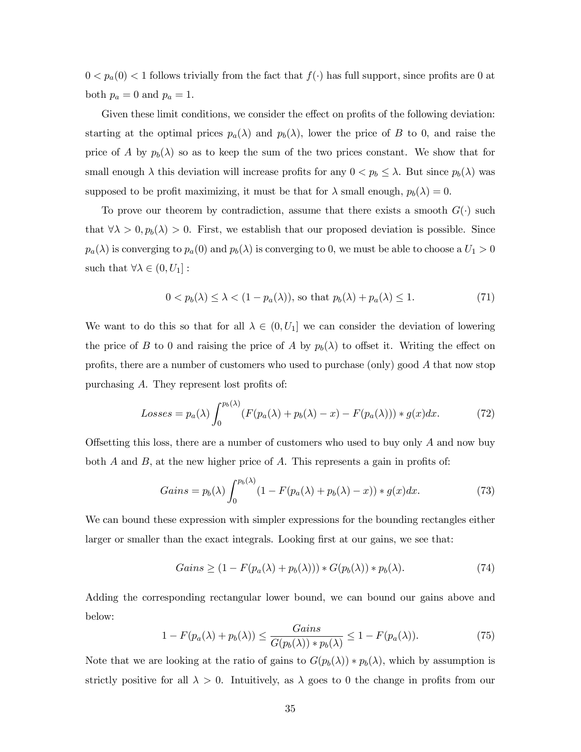$0 < p_a(0) < 1$ follows trivially from the fact that $f(\cdot)$ has full support, since profits are 0 at both $p_a = 0$ and $p_a = 1$.

Given these limit conditions, we consider the effect on profits of the following deviation: starting at the optimal prices $p_a(\lambda)$ and $p_b(\lambda)$, lower the price of $B$ to 0, and raise the price of $A$ by $p_b(\lambda)$ so as to keep the sum of the two prices constant. We show that for small enough $\lambda$ this deviation will increase profits for any $0 < p_b \leq \lambda$. But since $p_b(\lambda)$ was supposed to be profit maximizing, it must be that for $\lambda$ small enough, $p_b(\lambda) = 0$.

To prove our theorem by contradiction, assume that there exists a smooth $G(\cdot)$ such that $\forall \lambda > 0, p_b(\lambda) > 0$. First, we establish that our proposed deviation is possible. Since $p_a(\lambda)$ is converging to $p_a(0)$ and $p_b(\lambda)$ is converging to 0, we must be able to choose a $U_1 > 0$ such that $\forall \lambda \in (0, U_1]$ :

$$0 < p_b(\lambda) \leq \lambda < (1 - p_a(\lambda)), \text{ so that } p_b(\lambda) + p_a(\lambda) \leq 1. \tag{71}$$

We want to do this so that for all $\lambda \in (0, U_1]$ we can consider the deviation of lowering the price of $B$ to 0 and raising the price of $A$ by $p_b(\lambda)$ to offset it. Writing the effect on profits, there are a number of customers who used to purchase (only) good $A$ that now stop purchasing $A$. They represent lost profits of:

$$Losses = p_a(\lambda) \int_0^{p_b(\lambda)} (F(p_a(\lambda) + p_b(\lambda) - x) - F(p_a(\lambda))) * g(x)dx. \tag{72}$$

Offsetting this loss, there are a number of customers who used to buy only $A$ and now buy both $A$ and $B$, at the new higher price of $A$. This represents a gain in profits of:

$$Gains = p_b(\lambda) \int_0^{p_b(\lambda)} (1 - F(p_a(\lambda) + p_b(\lambda) - x)) * g(x)dx. \tag{73}$$

We can bound these expression with simpler expressions for the bounding rectangles either larger or smaller than the exact integrals. Looking first at our gains, we see that:

$$Gains \geq (1 - F(p_a(\lambda) + p_b(\lambda))) * G(p_b(\lambda)) * p_b(\lambda). \tag{74}$$

Adding the corresponding rectangular lower bound, we can bound our gains above and below:

$$1 - F(p_a(\lambda) + p_b(\lambda)) \leq \frac{Gains}{G(p_b(\lambda)) * p_b(\lambda)} \leq 1 - F(p_a(\lambda)). \tag{75}$$

Note that we are looking at the ratio of gains to $G(p_b(\lambda)) * p_b(\lambda)$, which by assumption is strictly positive for all $\lambda > 0$. Intuitively, as $\lambda$ goes to 0 the change in profits from our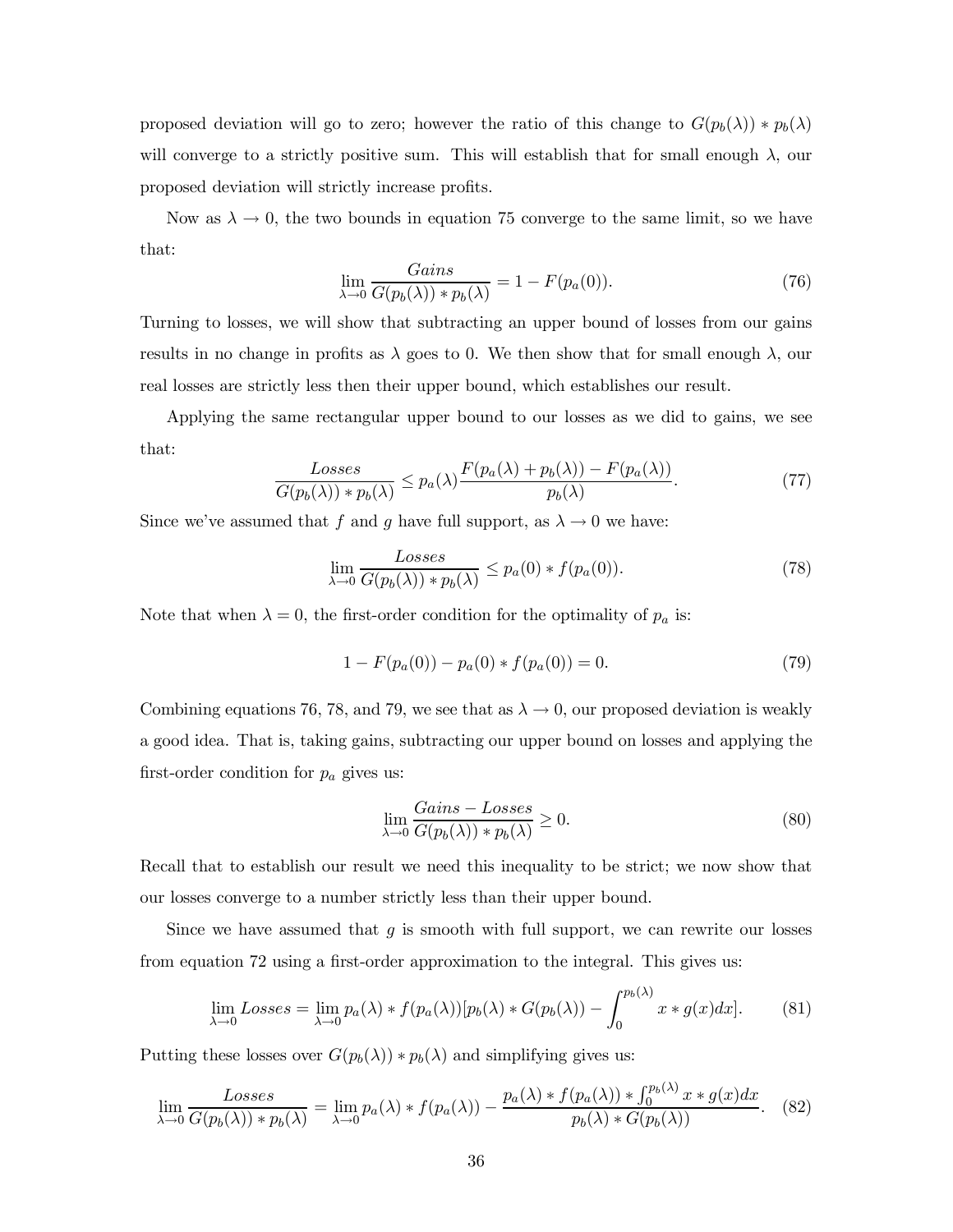proposed deviation will go to zero; however the ratio of this change to $G(p_b(\lambda)) * p_b(\lambda)$ will converge to a strictly positive sum. This will establish that for small enough $\lambda$, our proposed deviation will strictly increase profits.

Now as $\lambda \to 0$, the two bounds in equation 75 converge to the same limit, so we have that:

$$\lim_{\lambda \to 0} \frac{Gains}{G(p_b(\lambda)) * p_b(\lambda)} = 1 - F(p_a(0)). \tag{76}$$

Turning to losses, we will show that subtracting an upper bound of losses from our gains results in no change in profits as $\lambda$ goes to 0. We then show that for small enough $\lambda$, our real losses are strictly less then their upper bound, which establishes our result.

Applying the same rectangular upper bound to our losses as we did to gains, we see that:

$$\frac{Losses}{G(p_b(\lambda)) * p_b(\lambda)} \leq p_a(\lambda) \frac{F(p_a(\lambda) + p_b(\lambda)) - F(p_a(\lambda))}{p_b(\lambda)}. \tag{77}$$

Since we've assumed that $f$ and $g$ have full support, as $\lambda \to 0$ we have:

$$\lim_{\lambda \to 0} \frac{Losses}{G(p_b(\lambda)) * p_b(\lambda)} \leq p_a(0) * f(p_a(0)). \tag{78}$$

Note that when $\lambda = 0$, the first-order condition for the optimality of $p_a$ is:

$$1 - F(p_a(0)) - p_a(0) * f(p_a(0)) = 0. \tag{79}$$

Combining equations 76, 78, and 79, we see that as $\lambda \to 0$, our proposed deviation is weakly a good idea. That is, taking gains, subtracting our upper bound on losses and applying the first-order condition for $p_a$ gives us:

$$\lim_{\lambda \to 0} \frac{Gains - Losses}{G(p_b(\lambda)) * p_b(\lambda)} \geq 0. \tag{80}$$

Recall that to establish our result we need this inequality to be strict; we now show that our losses converge to a number strictly less than their upper bound.

Since we have assumed that $g$ is smooth with full support, we can rewrite our losses from equation 72 using a first-order approximation to the integral. This gives us:

$$\lim_{\lambda \to 0} Losses = \lim_{\lambda \to 0} p_a(\lambda) * f(p_a(\lambda))[p_b(\lambda) * G(p_b(\lambda)) - \int_0^{p_b(\lambda)} x * g(x) dx]. \tag{81}$$

Putting these losses over $G(p_b(\lambda)) * p_b(\lambda)$ and simplifying gives us:

$$\lim_{\lambda \to 0} \frac{Losses}{G(p_b(\lambda)) * p_b(\lambda)} = \lim_{\lambda \to 0} p_a(\lambda) * f(p_a(\lambda)) - \frac{p_a(\lambda) * f(p_a(\lambda)) * \int_0^{p_b(\lambda)} x * g(x) dx}{p_b(\lambda) * G(p_b(\lambda))}. \tag{82}$$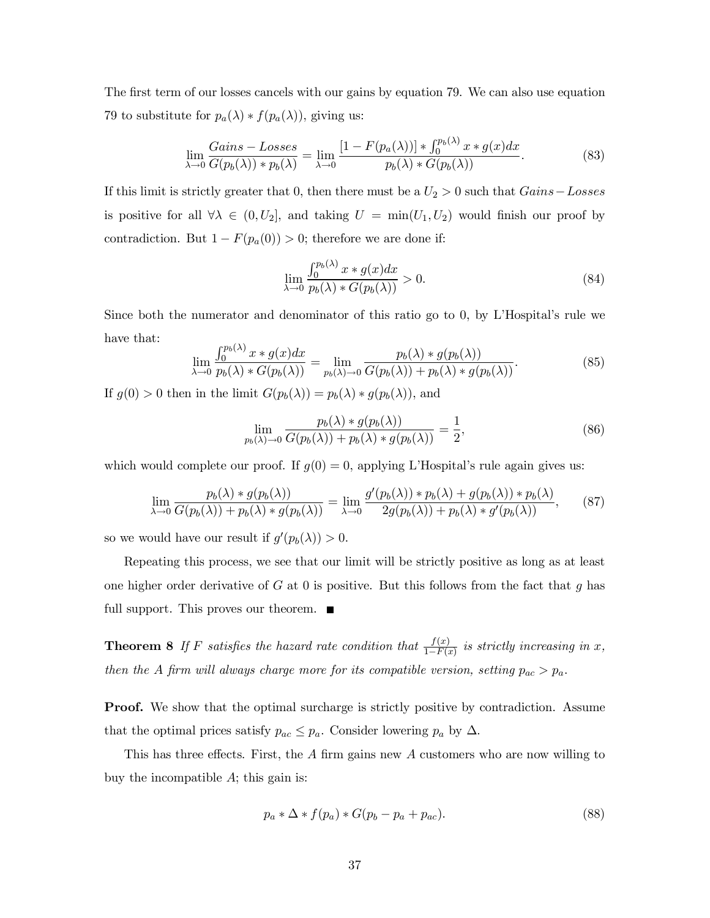The first term of our losses cancels with our gains by equation 79. We can also use equation 79 to substitute for $p_a(\lambda) * f(p_a(\lambda))$, giving us:

$$\lim_{\lambda \to 0} \frac{Gains - Losses}{G(p_b(\lambda)) * p_b(\lambda)} = \lim_{\lambda \to 0} \frac{[1 - F(p_a(\lambda))] * \int_0^{p_b(\lambda)} x * g(x)dx}{p_b(\lambda) * G(p_b(\lambda))}. \tag{83}$$

If this limit is strictly greater that 0, then there must be a $U_2 > 0$ such that $Gains - Losses$ is positive for all $\forall \lambda \in (0, U_2]$, and taking $U = \min(U_1, U_2)$ would finish our proof by contradiction. But $1 - F(p_a(0)) > 0$; therefore we are done if:

$$\lim_{\lambda \to 0} \frac{\int_0^{p_b(\lambda)} x * g(x)dx}{p_b(\lambda) * G(p_b(\lambda))} > 0. \tag{84}$$

Since both the numerator and denominator of this ratio go to 0, by L'Hospital's rule we have that:

$$\lim_{\lambda \to 0} \frac{\int_0^{p_b(\lambda)} x * g(x)dx}{p_b(\lambda) * G(p_b(\lambda))} = \lim_{p_b(\lambda) \to 0} \frac{p_b(\lambda) * g(p_b(\lambda))}{G(p_b(\lambda)) + p_b(\lambda) * g(p_b(\lambda))}. \tag{85}$$

If $g(0) > 0$ then in the limit $G(p_b(\lambda)) = p_b(\lambda) * g(p_b(\lambda))$, and

$$\lim_{p_b(\lambda) \to 0} \frac{p_b(\lambda) * g(p_b(\lambda))}{G(p_b(\lambda)) + p_b(\lambda) * g(p_b(\lambda))} = \frac{1}{2}, \tag{86}$$

which would complete our proof. If $g(0) = 0$, applying L'Hospital's rule again gives us:

$$\lim_{\lambda \to 0} \frac{p_b(\lambda) * g(p_b(\lambda))}{G(p_b(\lambda)) + p_b(\lambda) * g(p_b(\lambda))} = \lim_{\lambda \to 0} \frac{g'(p_b(\lambda)) * p_b(\lambda) + g(p_b(\lambda)) * p_b(\lambda)}{2g(p_b(\lambda)) + p_b(\lambda) * g'(p_b(\lambda))}, \tag{87}$$

so we would have our result if $g'(p_b(\lambda)) > 0$.

Repeating this process, we see that our limit will be strictly positive as long as at least one higher order derivative of $G$ at 0 is positive. But this follows from the fact that $g$ has full support. This proves our theorem. ■

**Theorem 8** *If $F$ satisfies the hazard rate condition that $\frac{f(x)}{1-F(x)}$ is strictly increasing in $x$, then the $A$ firm will always charge more for its compatible version, setting $p_{ac} > p_a$.*

**Proof.** We show that the optimal surcharge is strictly positive by contradiction. Assume that the optimal prices satisfy $p_{ac} \leq p_a$. Consider lowering $p_a$ by $\Delta$.

This has three effects. First, the $A$ firm gains new $A$ customers who are now willing to buy the incompatible $A$; this gain is:

$$p_a * \Delta * f(p_a) * G(p_b - p_a + p_{ac}). \tag{88}$$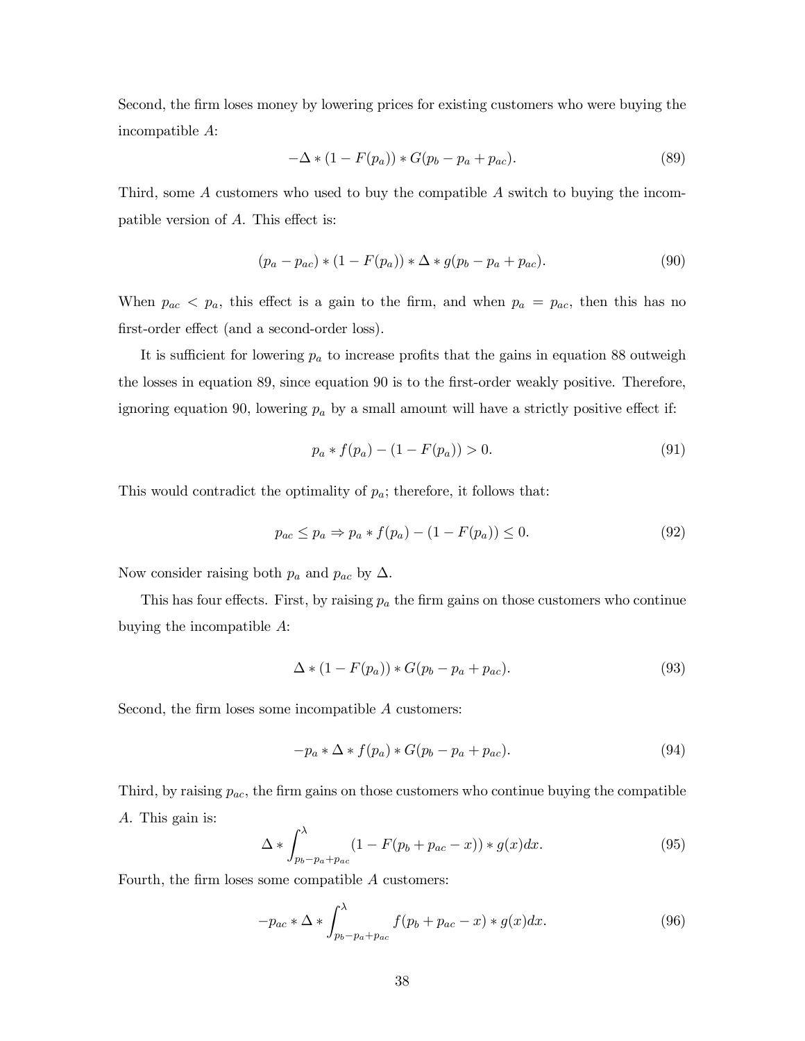Second, the firm loses money by lowering prices for existing customers who were buying the incompatible $A$:

$$-\Delta * (1 - F(p_a)) * G(p_b - p_a + p_{ac}). \tag{89}$$

Third, some $A$ customers who used to buy the compatible $A$ switch to buying the incompatible version of $A$. This effect is:

$$(p_a - p_{ac}) * (1 - F(p_a)) * \Delta * g(p_b - p_a + p_{ac}). \tag{90}$$

When $p_{ac} < p_a$, this effect is a gain to the firm, and when $p_a = p_{ac}$, then this has no first-order effect (and a second-order loss).

It is sufficient for lowering $p_a$ to increase profits that the gains in equation 88 outweigh the losses in equation 89, since equation 90 is to the first-order weakly positive. Therefore, ignoring equation 90, lowering $p_a$ by a small amount will have a strictly positive effect if:

$$p_a * f(p_a) - (1 - F(p_a)) > 0. \tag{91}$$

This would contradict the optimality of $p_a$; therefore, it follows that:

$$p_{ac} \leq p_a \Rightarrow p_a * f(p_a) - (1 - F(p_a)) \leq 0. \tag{92}$$

Now consider raising both $p_a$ and $p_{ac}$ by $\Delta$.

This has four effects. First, by raising $p_a$ the firm gains on those customers who continue buying the incompatible $A$:

$$\Delta * (1 - F(p_a)) * G(p_b - p_a + p_{ac}). \tag{93}$$

Second, the firm loses some incompatible $A$ customers:

$$-p_a * \Delta * f(p_a) * G(p_b - p_a + p_{ac}). \tag{94}$$

Third, by raising $p_{ac}$, the firm gains on those customers who continue buying the compatible $A$. This gain is:

$$\Delta * \int_{p_b - p_a + p_{ac}}^{\lambda} (1 - F(p_b + p_{ac} - x)) * g(x) dx. \tag{95}$$

Fourth, the firm loses some compatible $A$ customers:

$$-p_{ac} * \Delta * \int_{p_b - p_a + p_{ac}}^{\lambda} f(p_b + p_{ac} - x) * g(x) dx. \tag{96}$$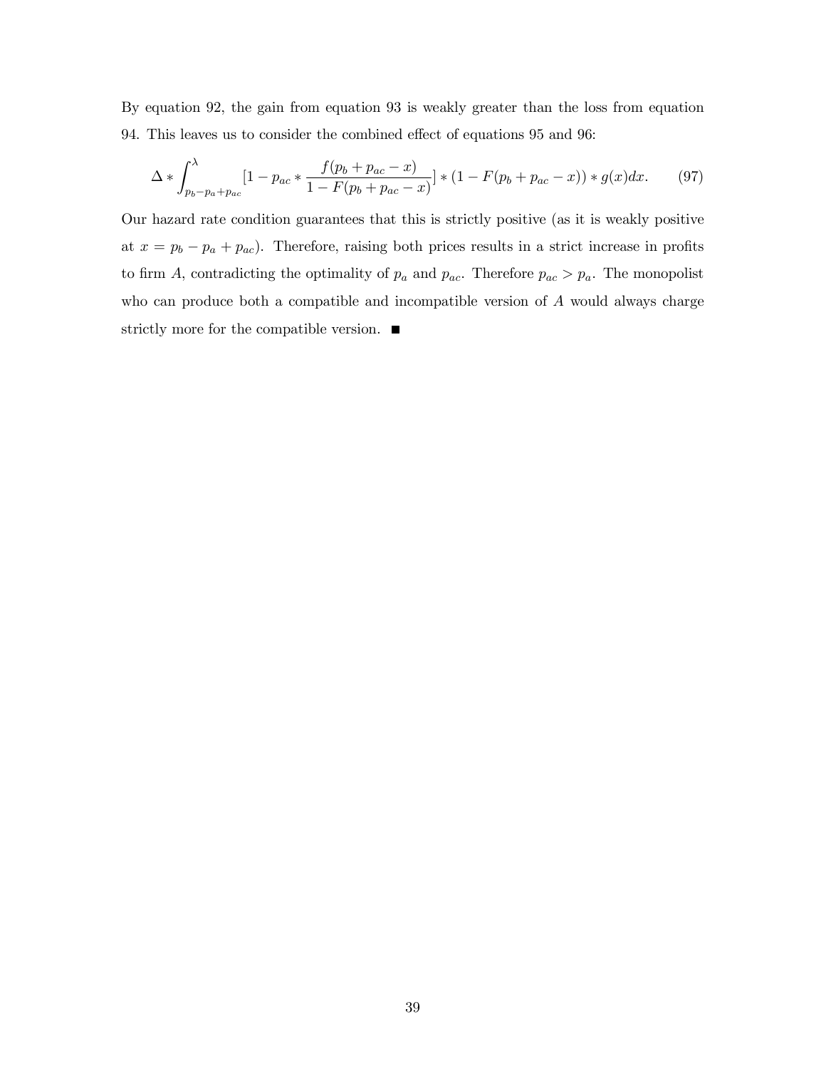By equation 92, the gain from equation 93 is weakly greater than the loss from equation 94. This leaves us to consider the combined effect of equations 95 and 96:

$$\Delta * \int_{p_b - p_a + p_{ac}}^{\lambda} [1 - p_{ac} * \frac{f(p_b + p_{ac} - x)}{1 - F(p_b + p_{ac} - x)}] * (1 - F(p_b + p_{ac} - x)) * g(x)dx. \tag{97}$$

Our hazard rate condition guarantees that this is strictly positive (as it is weakly positive at $x = p_b - p_a + p_{ac}$). Therefore, raising both prices results in a strict increase in profits to firm $A$, contradicting the optimality of $p_a$ and $p_{ac}$. Therefore $p_{ac} > p_a$. The monopolist who can produce both a compatible and incompatible version of $A$ would always charge strictly more for the compatible version. ■